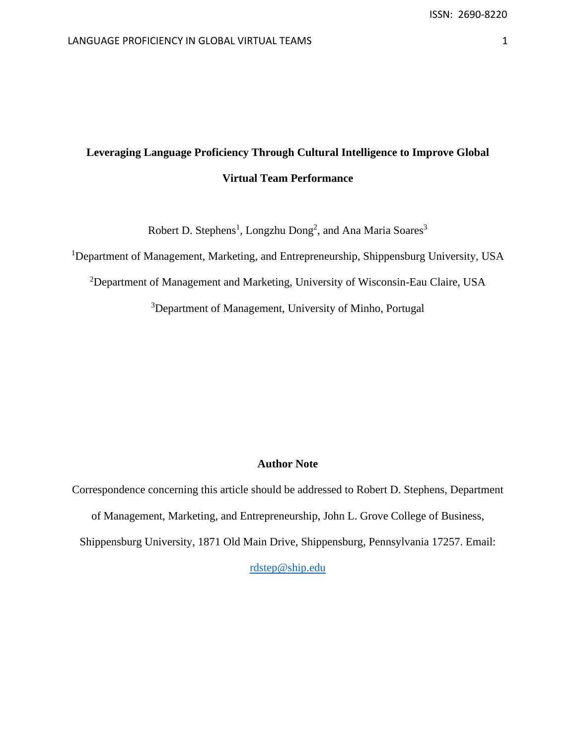# Leveraging Language Proficiency Through Cultural Intelligence to Improve Global Virtual Team Performance

Robert D. Stephens[1], Longzhu Dong[2], and Ana Maria Soares[3]

[1]Department of Management, Marketing, and Entrepreneurship, Shippensburg University, USA

[2]Department of Management and Marketing, University of Wisconsin-Eau Claire, USA

[3]Department of Management, University of Minho, Portugal

**Author Note**

Correspondence concerning this article should be addressed to Robert D. Stephens, Department of Management, Marketing, and Entrepreneurship, John L. Grove College of Business, Shippensburg University, 1871 Old Main Drive, Shippensburg, Pennsylvania 17257. Email: rdstep@ship.edu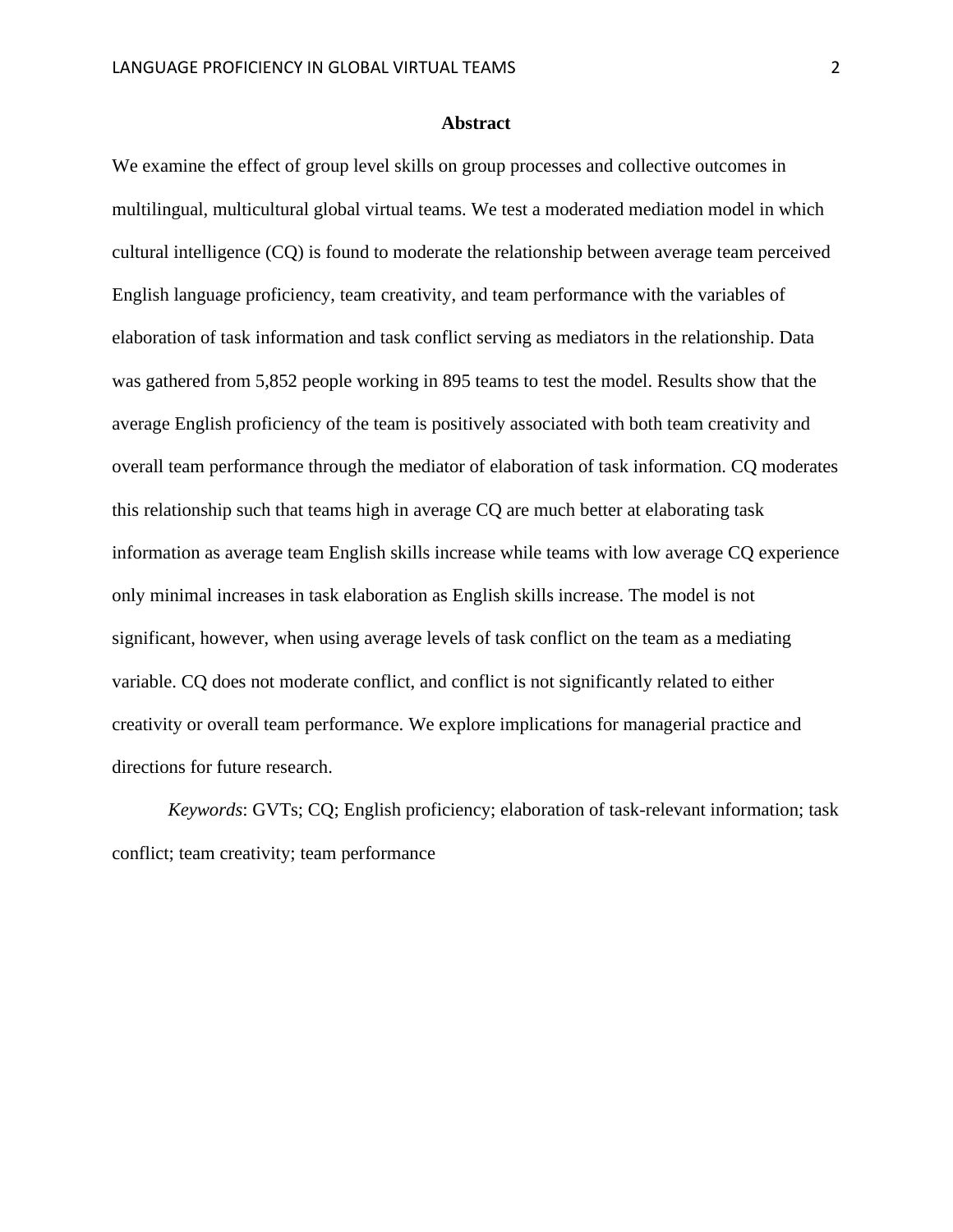# Abstract

We examine the effect of group level skills on group processes and collective outcomes in multilingual, multicultural global virtual teams. We test a moderated mediation model in which cultural intelligence (CQ) is found to moderate the relationship between average team perceived English language proficiency, team creativity, and team performance with the variables of elaboration of task information and task conflict serving as mediators in the relationship. Data was gathered from 5,852 people working in 895 teams to test the model. Results show that the average English proficiency of the team is positively associated with both team creativity and overall team performance through the mediator of elaboration of task information. CQ moderates this relationship such that teams high in average CQ are much better at elaborating task information as average team English skills increase while teams with low average CQ experience only minimal increases in task elaboration as English skills increase. The model is not significant, however, when using average levels of task conflict on the team as a mediating variable. CQ does not moderate conflict, and conflict is not significantly related to either creativity or overall team performance. We explore implications for managerial practice and directions for future research.

*Keywords*: GVTs; CQ; English proficiency; elaboration of task-relevant information; task conflict; team creativity; team performance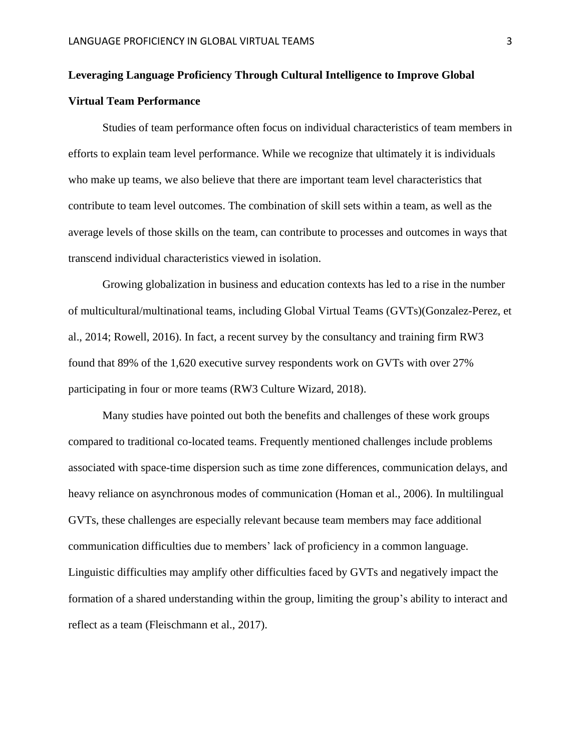## Leveraging Language Proficiency Through Cultural Intelligence to Improve Global Virtual Team Performance

Studies of team performance often focus on individual characteristics of team members in efforts to explain team level performance. While we recognize that ultimately it is individuals who make up teams, we also believe that there are important team level characteristics that contribute to team level outcomes. The combination of skill sets within a team, as well as the average levels of those skills on the team, can contribute to processes and outcomes in ways that transcend individual characteristics viewed in isolation.

Growing globalization in business and education contexts has led to a rise in the number of multicultural/multinational teams, including Global Virtual Teams (GVTs)(Gonzalez-Perez, et al., 2014; Rowell, 2016). In fact, a recent survey by the consultancy and training firm RW3 found that 89% of the 1,620 executive survey respondents work on GVTs with over 27% participating in four or more teams (RW3 Culture Wizard, 2018).

Many studies have pointed out both the benefits and challenges of these work groups compared to traditional co-located teams. Frequently mentioned challenges include problems associated with space-time dispersion such as time zone differences, communication delays, and heavy reliance on asynchronous modes of communication (Homan et al., 2006). In multilingual GVTs, these challenges are especially relevant because team members may face additional communication difficulties due to members' lack of proficiency in a common language. Linguistic difficulties may amplify other difficulties faced by GVTs and negatively impact the formation of a shared understanding within the group, limiting the group's ability to interact and reflect as a team (Fleischmann et al., 2017).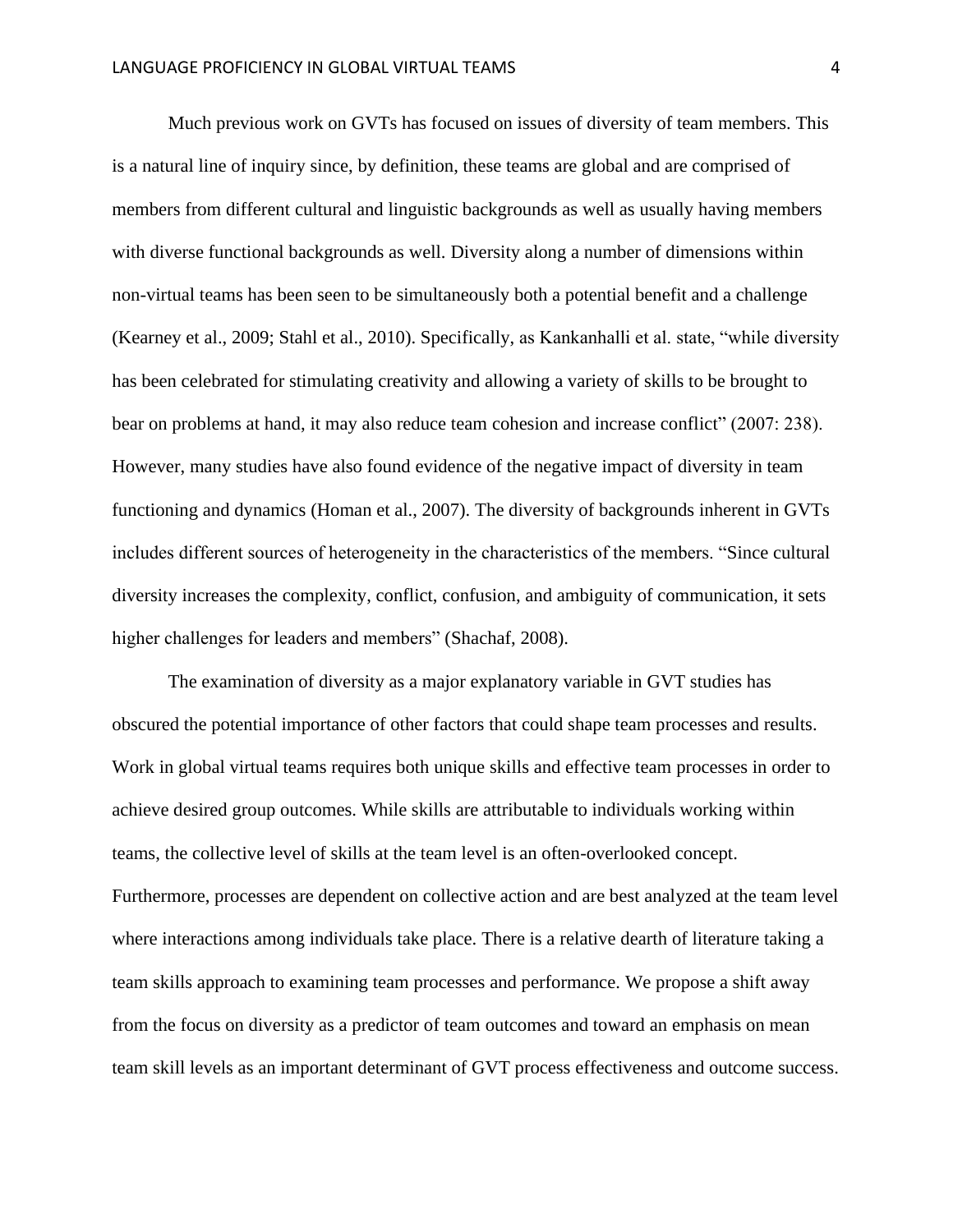Much previous work on GVTs has focused on issues of diversity of team members. This is a natural line of inquiry since, by definition, these teams are global and are comprised of members from different cultural and linguistic backgrounds as well as usually having members with diverse functional backgrounds as well. Diversity along a number of dimensions within non-virtual teams has been seen to be simultaneously both a potential benefit and a challenge (Kearney et al., 2009; Stahl et al., 2010). Specifically, as Kankanhalli et al. state, "while diversity has been celebrated for stimulating creativity and allowing a variety of skills to be brought to bear on problems at hand, it may also reduce team cohesion and increase conflict" (2007: 238). However, many studies have also found evidence of the negative impact of diversity in team functioning and dynamics (Homan et al., 2007). The diversity of backgrounds inherent in GVTs includes different sources of heterogeneity in the characteristics of the members. "Since cultural diversity increases the complexity, conflict, confusion, and ambiguity of communication, it sets higher challenges for leaders and members" (Shachaf, 2008).

The examination of diversity as a major explanatory variable in GVT studies has obscured the potential importance of other factors that could shape team processes and results. Work in global virtual teams requires both unique skills and effective team processes in order to achieve desired group outcomes. While skills are attributable to individuals working within teams, the collective level of skills at the team level is an often-overlooked concept. Furthermore, processes are dependent on collective action and are best analyzed at the team level where interactions among individuals take place. There is a relative dearth of literature taking a team skills approach to examining team processes and performance. We propose a shift away from the focus on diversity as a predictor of team outcomes and toward an emphasis on mean team skill levels as an important determinant of GVT process effectiveness and outcome success.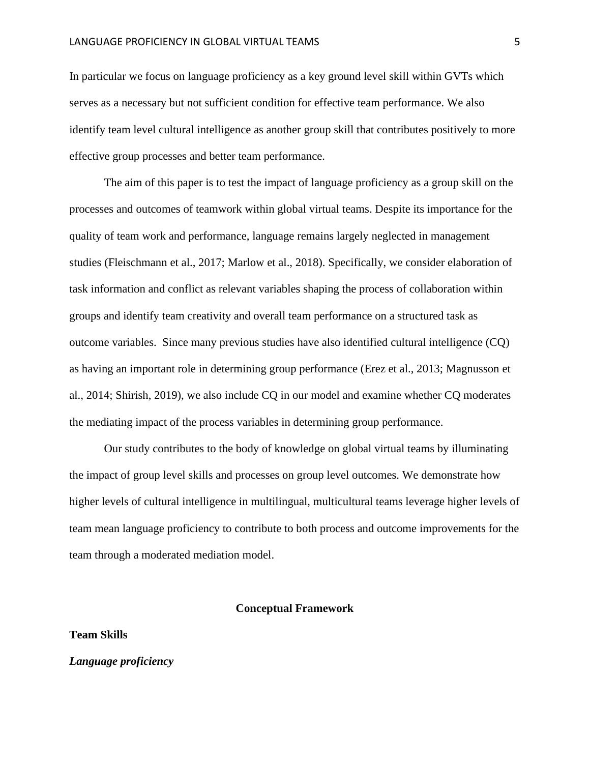In particular we focus on language proficiency as a key ground level skill within GVTs which serves as a necessary but not sufficient condition for effective team performance. We also identify team level cultural intelligence as another group skill that contributes positively to more effective group processes and better team performance.

The aim of this paper is to test the impact of language proficiency as a group skill on the processes and outcomes of teamwork within global virtual teams. Despite its importance for the quality of team work and performance, language remains largely neglected in management studies (Fleischmann et al., 2017; Marlow et al., 2018). Specifically, we consider elaboration of task information and conflict as relevant variables shaping the process of collaboration within groups and identify team creativity and overall team performance on a structured task as outcome variables. Since many previous studies have also identified cultural intelligence (CQ) as having an important role in determining group performance (Erez et al., 2013; Magnusson et al., 2014; Shirish, 2019), we also include CQ in our model and examine whether CQ moderates the mediating impact of the process variables in determining group performance.

Our study contributes to the body of knowledge on global virtual teams by illuminating the impact of group level skills and processes on group level outcomes. We demonstrate how higher levels of cultural intelligence in multilingual, multicultural teams leverage higher levels of team mean language proficiency to contribute to both process and outcome improvements for the team through a moderated mediation model.

## Conceptual Framework

### Team Skills

#### *Language proficiency*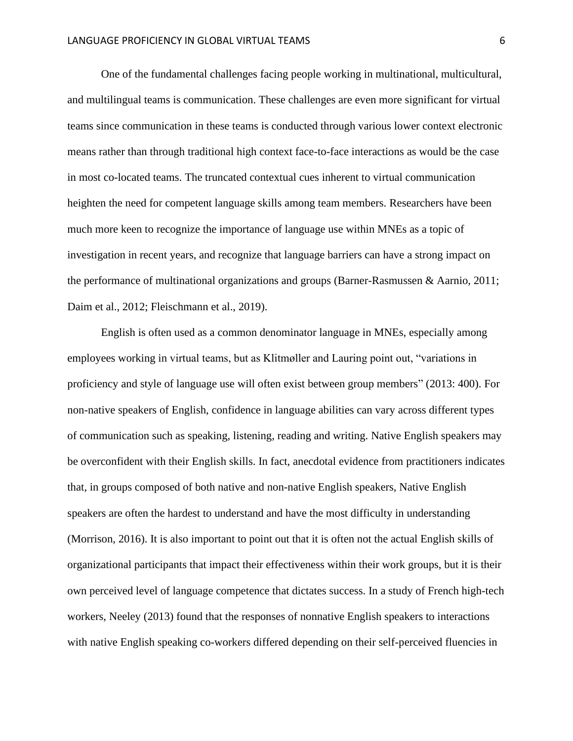One of the fundamental challenges facing people working in multinational, multicultural, and multilingual teams is communication. These challenges are even more significant for virtual teams since communication in these teams is conducted through various lower context electronic means rather than through traditional high context face-to-face interactions as would be the case in most co-located teams. The truncated contextual cues inherent to virtual communication heighten the need for competent language skills among team members. Researchers have been much more keen to recognize the importance of language use within MNEs as a topic of investigation in recent years, and recognize that language barriers can have a strong impact on the performance of multinational organizations and groups (Barner-Rasmussen & Aarnio, 2011; Daim et al., 2012; Fleischmann et al., 2019).

English is often used as a common denominator language in MNEs, especially among employees working in virtual teams, but as Klitmøller and Lauring point out, "variations in proficiency and style of language use will often exist between group members" (2013: 400). For non-native speakers of English, confidence in language abilities can vary across different types of communication such as speaking, listening, reading and writing. Native English speakers may be overconfident with their English skills. In fact, anecdotal evidence from practitioners indicates that, in groups composed of both native and non-native English speakers, Native English speakers are often the hardest to understand and have the most difficulty in understanding (Morrison, 2016). It is also important to point out that it is often not the actual English skills of organizational participants that impact their effectiveness within their work groups, but it is their own perceived level of language competence that dictates success. In a study of French high-tech workers, Neeley (2013) found that the responses of nonnative English speakers to interactions with native English speaking co-workers differed depending on their self-perceived fluencies in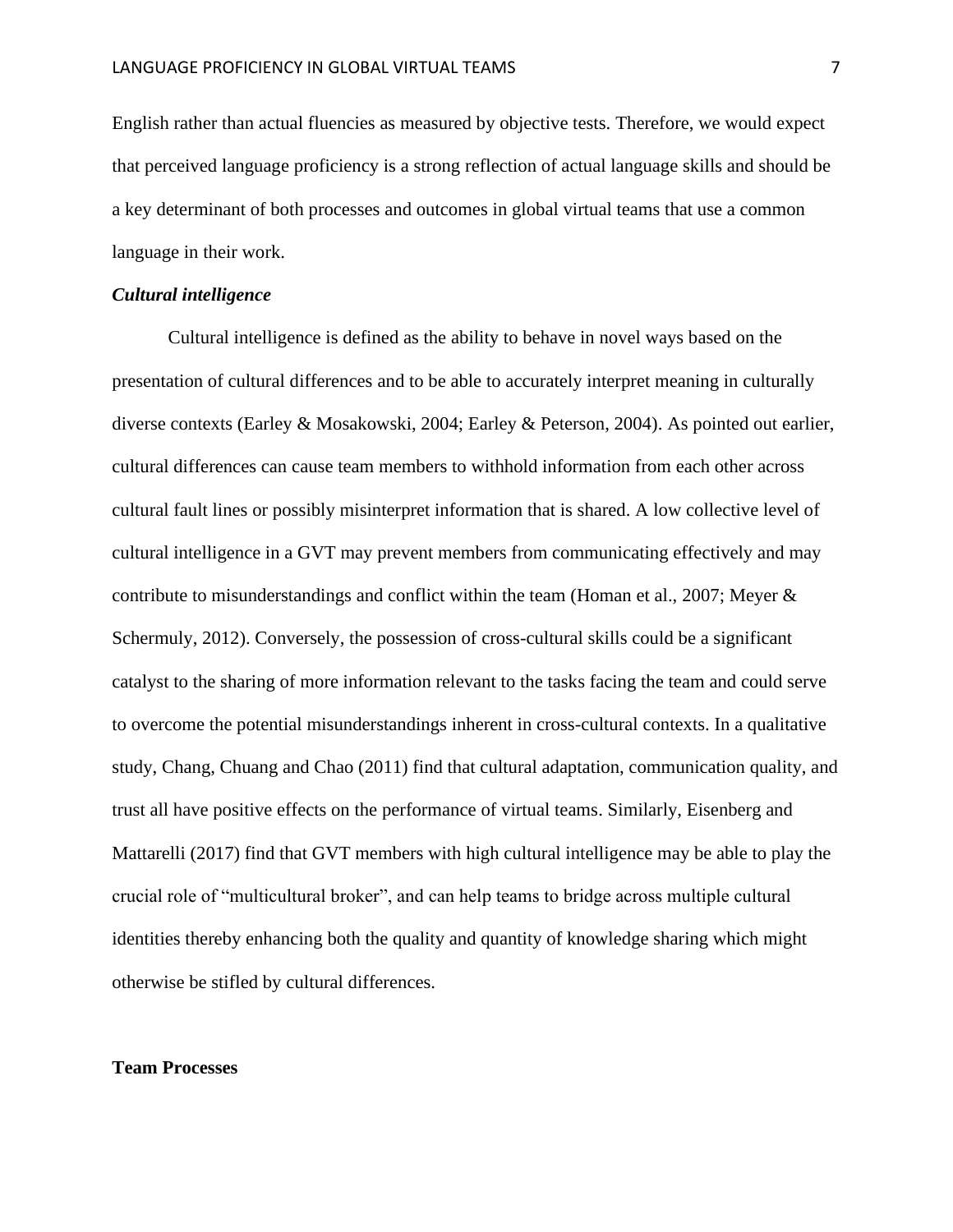English rather than actual fluencies as measured by objective tests. Therefore, we would expect that perceived language proficiency is a strong reflection of actual language skills and should be a key determinant of both processes and outcomes in global virtual teams that use a common language in their work.

### ***Cultural intelligence***

Cultural intelligence is defined as the ability to behave in novel ways based on the presentation of cultural differences and to be able to accurately interpret meaning in culturally diverse contexts (Earley & Mosakowski, 2004; Earley & Peterson, 2004). As pointed out earlier, cultural differences can cause team members to withhold information from each other across cultural fault lines or possibly misinterpret information that is shared. A low collective level of cultural intelligence in a GVT may prevent members from communicating effectively and may contribute to misunderstandings and conflict within the team (Homan et al., 2007; Meyer & Schermuly, 2012). Conversely, the possession of cross-cultural skills could be a significant catalyst to the sharing of more information relevant to the tasks facing the team and could serve to overcome the potential misunderstandings inherent in cross-cultural contexts. In a qualitative study, Chang, Chuang and Chao (2011) find that cultural adaptation, communication quality, and trust all have positive effects on the performance of virtual teams. Similarly, Eisenberg and Mattarelli (2017) find that GVT members with high cultural intelligence may be able to play the crucial role of "multicultural broker", and can help teams to bridge across multiple cultural identities thereby enhancing both the quality and quantity of knowledge sharing which might otherwise be stifled by cultural differences.

## **Team Processes**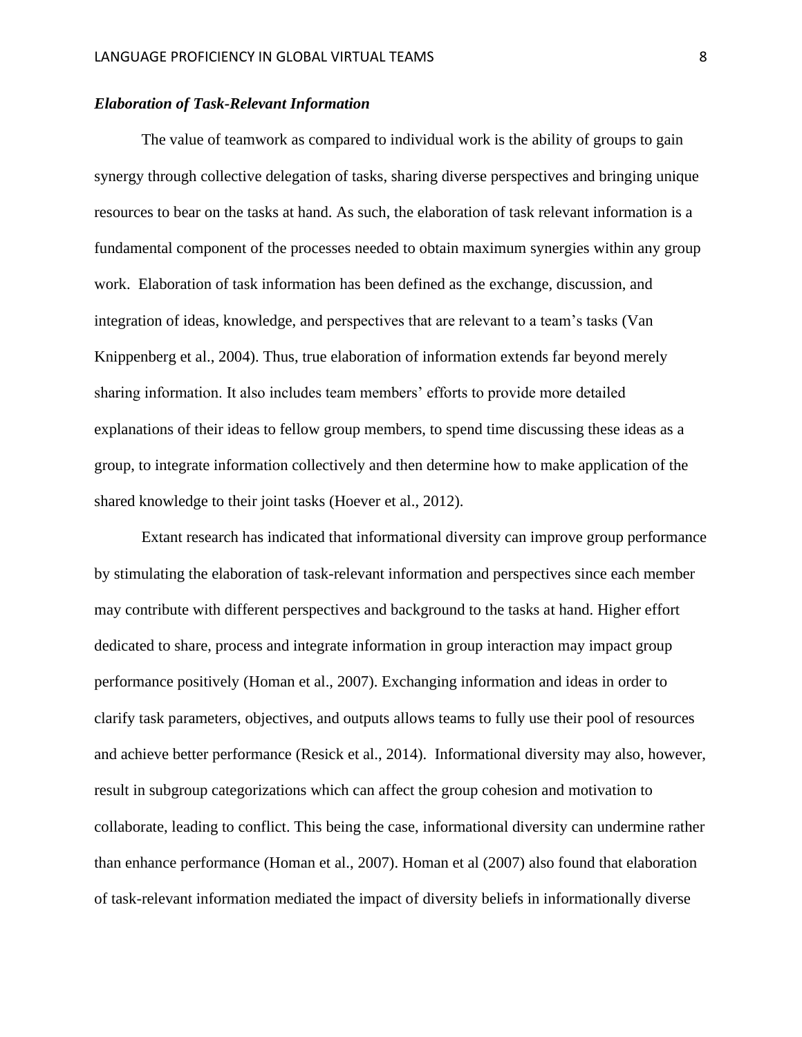### *Elaboration of Task-Relevant Information*

The value of teamwork as compared to individual work is the ability of groups to gain synergy through collective delegation of tasks, sharing diverse perspectives and bringing unique resources to bear on the tasks at hand. As such, the elaboration of task relevant information is a fundamental component of the processes needed to obtain maximum synergies within any group work. Elaboration of task information has been defined as the exchange, discussion, and integration of ideas, knowledge, and perspectives that are relevant to a team's tasks (Van Knippenberg et al., 2004). Thus, true elaboration of information extends far beyond merely sharing information. It also includes team members' efforts to provide more detailed explanations of their ideas to fellow group members, to spend time discussing these ideas as a group, to integrate information collectively and then determine how to make application of the shared knowledge to their joint tasks (Hoever et al., 2012).

Extant research has indicated that informational diversity can improve group performance by stimulating the elaboration of task-relevant information and perspectives since each member may contribute with different perspectives and background to the tasks at hand. Higher effort dedicated to share, process and integrate information in group interaction may impact group performance positively (Homan et al., 2007). Exchanging information and ideas in order to clarify task parameters, objectives, and outputs allows teams to fully use their pool of resources and achieve better performance (Resick et al., 2014). Informational diversity may also, however, result in subgroup categorizations which can affect the group cohesion and motivation to collaborate, leading to conflict. This being the case, informational diversity can undermine rather than enhance performance (Homan et al., 2007). Homan et al (2007) also found that elaboration of task-relevant information mediated the impact of diversity beliefs in informationally diverse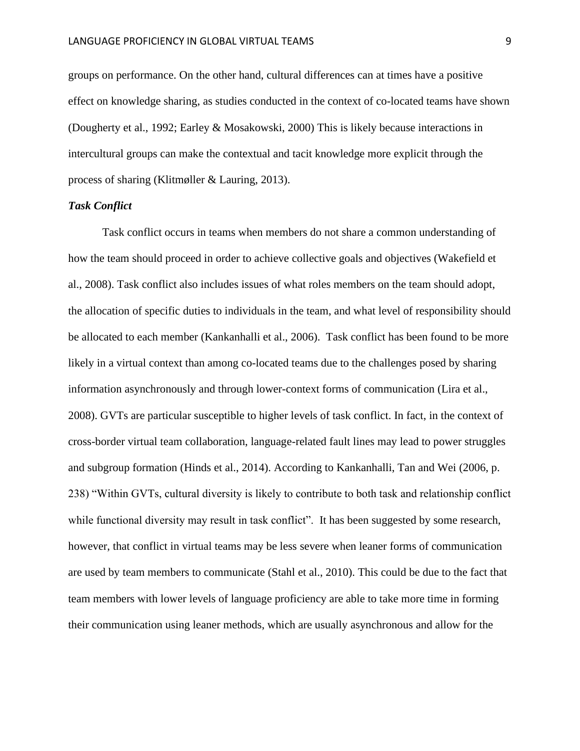groups on performance. On the other hand, cultural differences can at times have a positive effect on knowledge sharing, as studies conducted in the context of co-located teams have shown (Dougherty et al., 1992; Earley & Mosakowski, 2000) This is likely because interactions in intercultural groups can make the contextual and tacit knowledge more explicit through the process of sharing (Klitmøller & Lauring, 2013).

### *Task Conflict*

Task conflict occurs in teams when members do not share a common understanding of how the team should proceed in order to achieve collective goals and objectives (Wakefield et al., 2008). Task conflict also includes issues of what roles members on the team should adopt, the allocation of specific duties to individuals in the team, and what level of responsibility should be allocated to each member (Kankanhalli et al., 2006). Task conflict has been found to be more likely in a virtual context than among co-located teams due to the challenges posed by sharing information asynchronously and through lower-context forms of communication (Lira et al., 2008). GVTs are particular susceptible to higher levels of task conflict. In fact, in the context of cross-border virtual team collaboration, language-related fault lines may lead to power struggles and subgroup formation (Hinds et al., 2014). According to Kankanhalli, Tan and Wei (2006, p. 238) "Within GVTs, cultural diversity is likely to contribute to both task and relationship conflict while functional diversity may result in task conflict". It has been suggested by some research, however, that conflict in virtual teams may be less severe when leaner forms of communication are used by team members to communicate (Stahl et al., 2010). This could be due to the fact that team members with lower levels of language proficiency are able to take more time in forming their communication using leaner methods, which are usually asynchronous and allow for the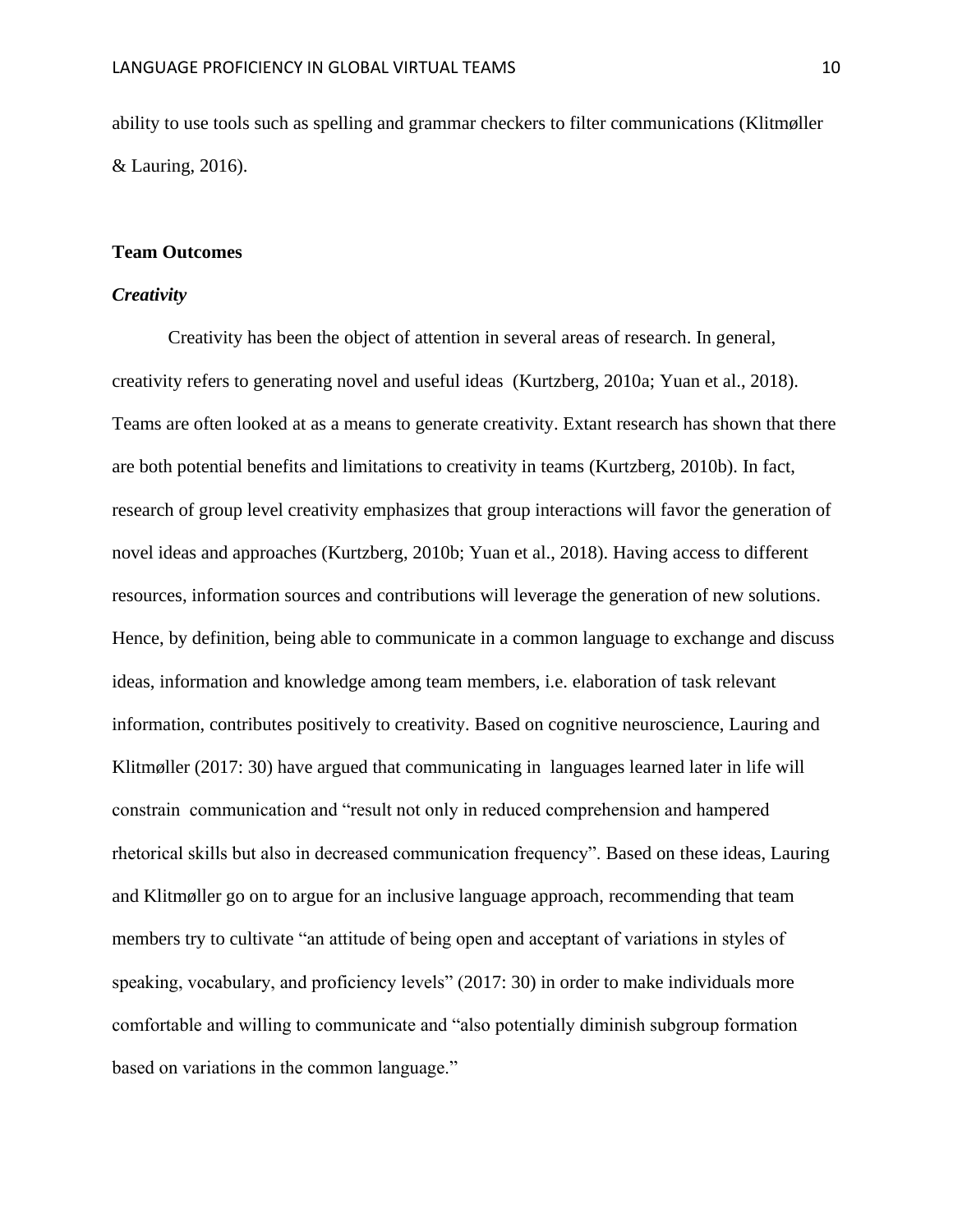ability to use tools such as spelling and grammar checkers to filter communications (Klitmøller & Lauring, 2016).

## Team Outcomes

### *Creativity*

Creativity has been the object of attention in several areas of research. In general, creativity refers to generating novel and useful ideas (Kurtzberg, 2010a; Yuan et al., 2018). Teams are often looked at as a means to generate creativity. Extant research has shown that there are both potential benefits and limitations to creativity in teams (Kurtzberg, 2010b). In fact, research of group level creativity emphasizes that group interactions will favor the generation of novel ideas and approaches (Kurtzberg, 2010b; Yuan et al., 2018). Having access to different resources, information sources and contributions will leverage the generation of new solutions. Hence, by definition, being able to communicate in a common language to exchange and discuss ideas, information and knowledge among team members, i.e. elaboration of task relevant information, contributes positively to creativity. Based on cognitive neuroscience, Lauring and Klitmøller (2017: 30) have argued that communicating in languages learned later in life will constrain communication and "result not only in reduced comprehension and hampered rhetorical skills but also in decreased communication frequency". Based on these ideas, Lauring and Klitmøller go on to argue for an inclusive language approach, recommending that team members try to cultivate "an attitude of being open and acceptant of variations in styles of speaking, vocabulary, and proficiency levels" (2017: 30) in order to make individuals more comfortable and willing to communicate and "also potentially diminish subgroup formation based on variations in the common language."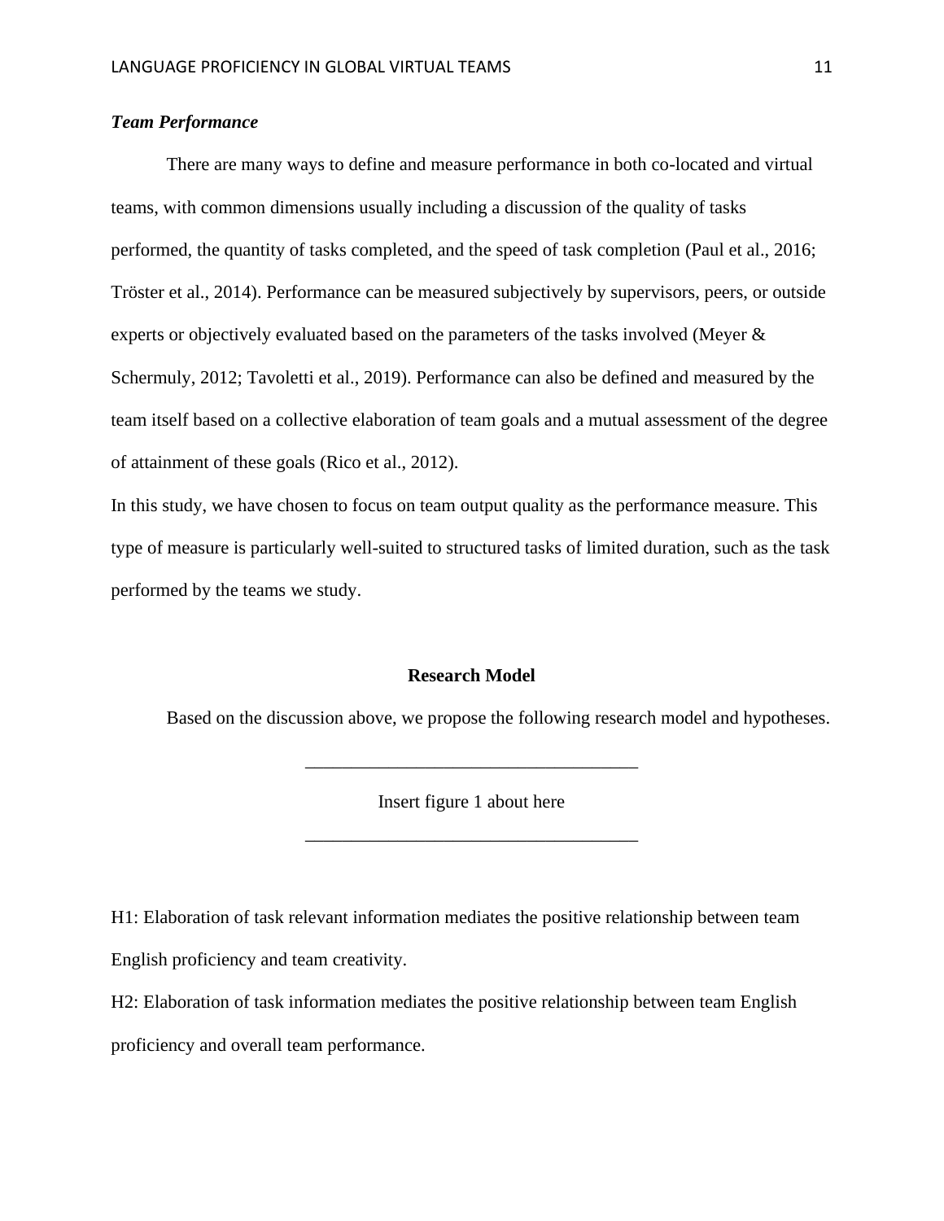### *Team Performance*

There are many ways to define and measure performance in both co-located and virtual teams, with common dimensions usually including a discussion of the quality of tasks performed, the quantity of tasks completed, and the speed of task completion (Paul et al., 2016; Tröster et al., 2014). Performance can be measured subjectively by supervisors, peers, or outside experts or objectively evaluated based on the parameters of the tasks involved (Meyer & Schermuly, 2012; Tavoletti et al., 2019). Performance can also be defined and measured by the team itself based on a collective elaboration of team goals and a mutual assessment of the degree of attainment of these goals (Rico et al., 2012).

In this study, we have chosen to focus on team output quality as the performance measure. This type of measure is particularly well-suited to structured tasks of limited duration, such as the task performed by the teams we study.

## Research Model

Based on the discussion above, we propose the following research model and hypotheses.

_____________________________________

Insert figure 1 about here

_____________________________________

H1: Elaboration of task relevant information mediates the positive relationship between team English proficiency and team creativity.

H2: Elaboration of task information mediates the positive relationship between team English proficiency and overall team performance.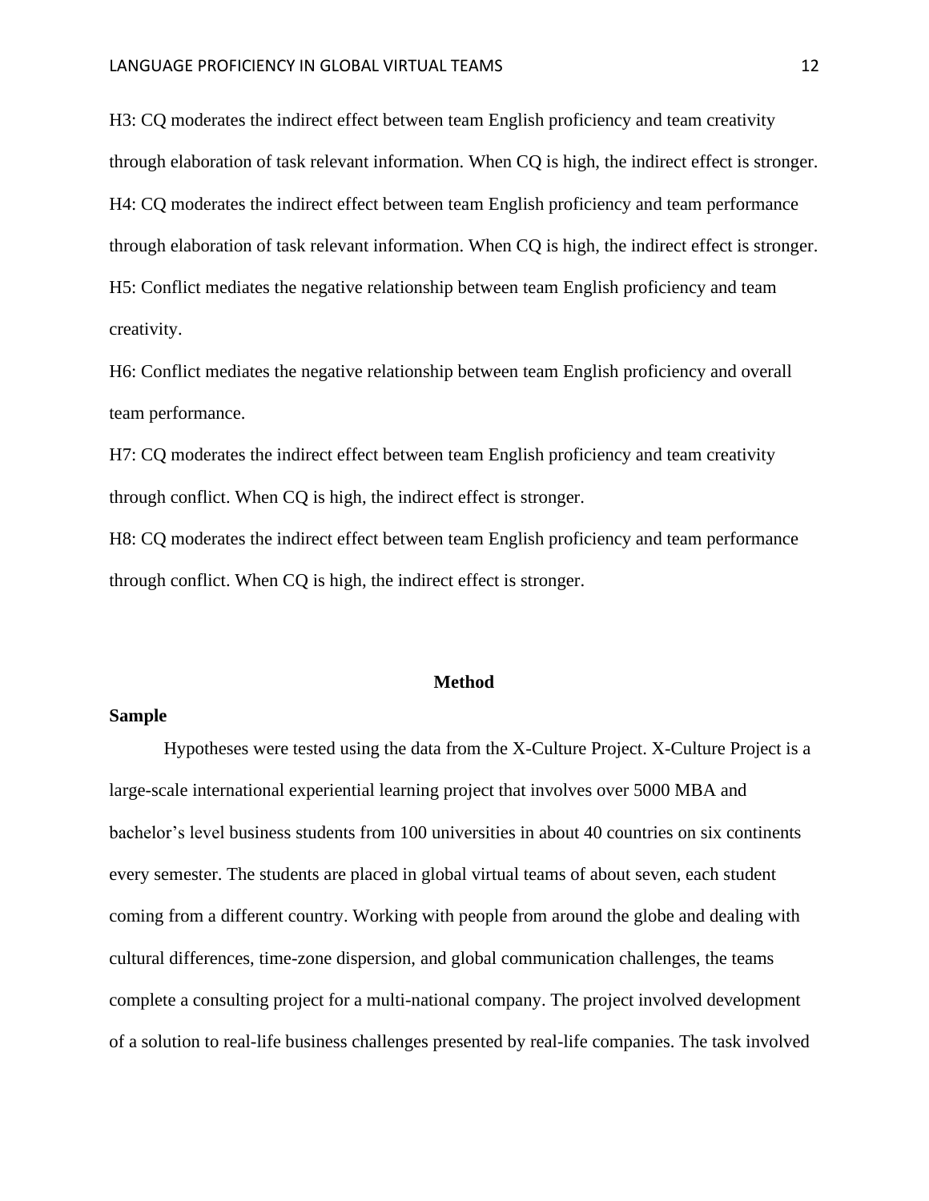H3: CQ moderates the indirect effect between team English proficiency and team creativity through elaboration of task relevant information. When CQ is high, the indirect effect is stronger.

H4: CQ moderates the indirect effect between team English proficiency and team performance through elaboration of task relevant information. When CQ is high, the indirect effect is stronger.

H5: Conflict mediates the negative relationship between team English proficiency and team creativity.

H6: Conflict mediates the negative relationship between team English proficiency and overall team performance.

H7: CQ moderates the indirect effect between team English proficiency and team creativity through conflict. When CQ is high, the indirect effect is stronger.

H8: CQ moderates the indirect effect between team English proficiency and team performance through conflict. When CQ is high, the indirect effect is stronger.

## Method

### Sample

Hypotheses were tested using the data from the X-Culture Project. X-Culture Project is a large-scale international experiential learning project that involves over 5000 MBA and bachelor's level business students from 100 universities in about 40 countries on six continents every semester. The students are placed in global virtual teams of about seven, each student coming from a different country. Working with people from around the globe and dealing with cultural differences, time-zone dispersion, and global communication challenges, the teams complete a consulting project for a multi-national company. The project involved development of a solution to real-life business challenges presented by real-life companies. The task involved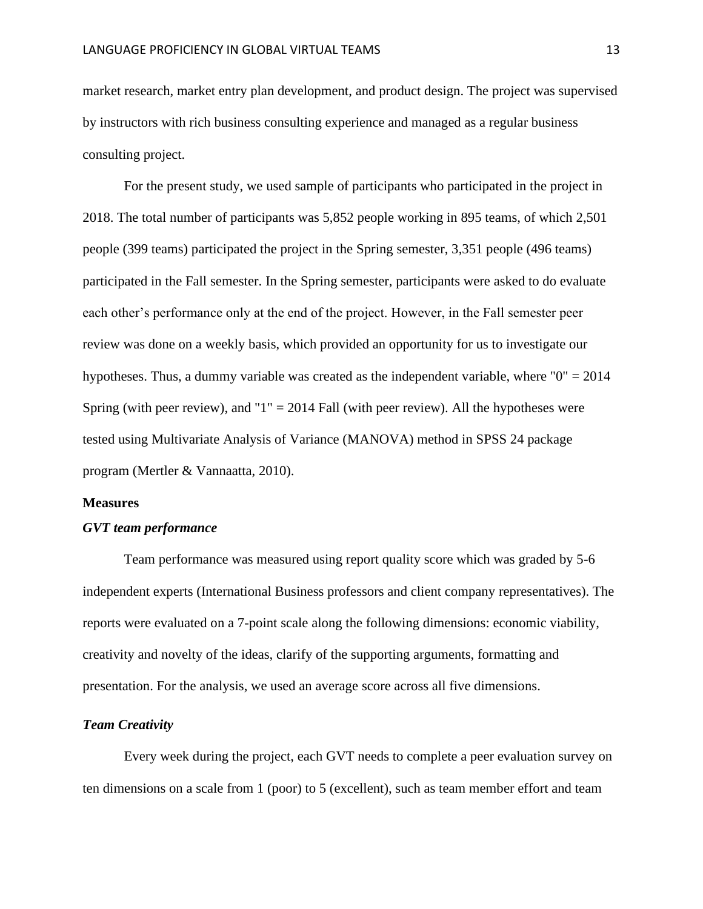market research, market entry plan development, and product design. The project was supervised by instructors with rich business consulting experience and managed as a regular business consulting project.

For the present study, we used sample of participants who participated in the project in 2018. The total number of participants was 5,852 people working in 895 teams, of which 2,501 people (399 teams) participated the project in the Spring semester, 3,351 people (496 teams) participated in the Fall semester. In the Spring semester, participants were asked to do evaluate each other's performance only at the end of the project. However, in the Fall semester peer review was done on a weekly basis, which provided an opportunity for us to investigate our hypotheses. Thus, a dummy variable was created as the independent variable, where "0" = 2014 Spring (with peer review), and "1" = 2014 Fall (with peer review). All the hypotheses were tested using Multivariate Analysis of Variance (MANOVA) method in SPSS 24 package program (Mertler & Vannaatta, 2010).

**Measures**

***GVT team performance***

Team performance was measured using report quality score which was graded by 5-6 independent experts (International Business professors and client company representatives). The reports were evaluated on a 7-point scale along the following dimensions: economic viability, creativity and novelty of the ideas, clarify of the supporting arguments, formatting and presentation. For the analysis, we used an average score across all five dimensions.

***Team Creativity***

Every week during the project, each GVT needs to complete a peer evaluation survey on ten dimensions on a scale from 1 (poor) to 5 (excellent), such as team member effort and team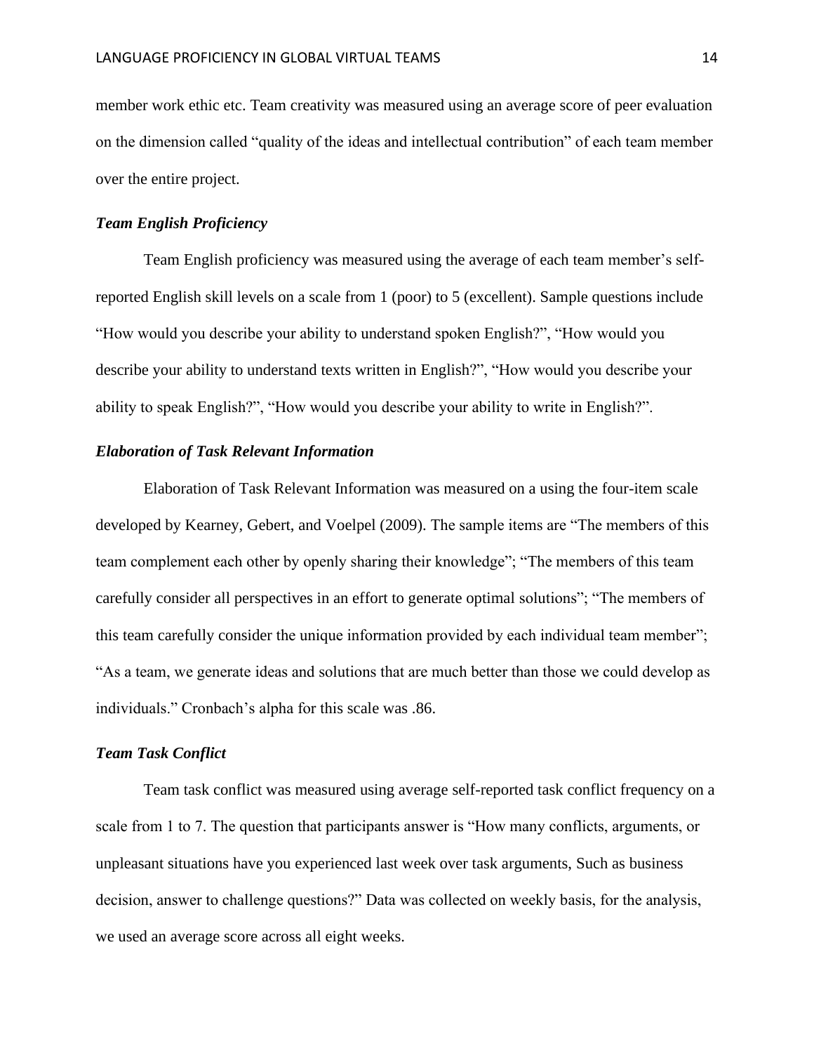member work ethic etc. Team creativity was measured using an average score of peer evaluation on the dimension called "quality of the ideas and intellectual contribution" of each team member over the entire project.

### *Team English Proficiency*

Team English proficiency was measured using the average of each team member's self-reported English skill levels on a scale from 1 (poor) to 5 (excellent). Sample questions include "How would you describe your ability to understand spoken English?", "How would you describe your ability to understand texts written in English?", "How would you describe your ability to speak English?", "How would you describe your ability to write in English?".

### *Elaboration of Task Relevant Information*

Elaboration of Task Relevant Information was measured on a using the four-item scale developed by Kearney, Gebert, and Voelpel (2009). The sample items are "The members of this team complement each other by openly sharing their knowledge"; "The members of this team carefully consider all perspectives in an effort to generate optimal solutions"; "The members of this team carefully consider the unique information provided by each individual team member"; "As a team, we generate ideas and solutions that are much better than those we could develop as individuals." Cronbach's alpha for this scale was .86.

### *Team Task Conflict*

Team task conflict was measured using average self-reported task conflict frequency on a scale from 1 to 7. The question that participants answer is "How many conflicts, arguments, or unpleasant situations have you experienced last week over task arguments, Such as business decision, answer to challenge questions?" Data was collected on weekly basis, for the analysis, we used an average score across all eight weeks.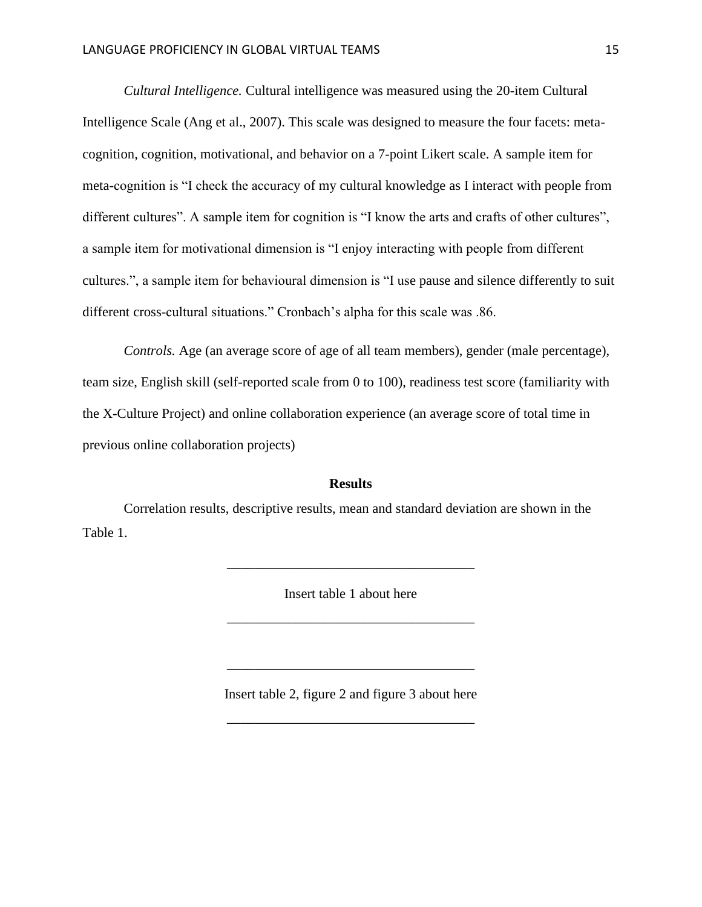*Cultural Intelligence.* Cultural intelligence was measured using the 20-item Cultural Intelligence Scale (Ang et al., 2007). This scale was designed to measure the four facets: meta-cognition, cognition, motivational, and behavior on a 7-point Likert scale. A sample item for meta-cognition is "I check the accuracy of my cultural knowledge as I interact with people from different cultures". A sample item for cognition is "I know the arts and crafts of other cultures", a sample item for motivational dimension is "I enjoy interacting with people from different cultures.", a sample item for behavioural dimension is "I use pause and silence differently to suit different cross-cultural situations." Cronbach's alpha for this scale was .86.

*Controls.* Age (an average score of age of all team members), gender (male percentage), team size, English skill (self-reported scale from 0 to 100), readiness test score (familiarity with the X-Culture Project) and online collaboration experience (an average score of total time in previous online collaboration projects)

## Results

Correlation results, descriptive results, mean and standard deviation are shown in the Table 1.

\_\_\_\_\_\_\_\_\_\_\_\_\_\_\_\_\_\_\_\_\_\_\_\_\_\_\_\_\_\_\_\_\_\_\_\_

Insert table 1 about here

\_\_\_\_\_\_\_\_\_\_\_\_\_\_\_\_\_\_\_\_\_\_\_\_\_\_\_\_\_\_\_\_\_\_\_\_

\_\_\_\_\_\_\_\_\_\_\_\_\_\_\_\_\_\_\_\_\_\_\_\_\_\_\_\_\_\_\_\_\_\_\_\_

Insert table 2, figure 2 and figure 3 about here

\_\_\_\_\_\_\_\_\_\_\_\_\_\_\_\_\_\_\_\_\_\_\_\_\_\_\_\_\_\_\_\_\_\_\_\_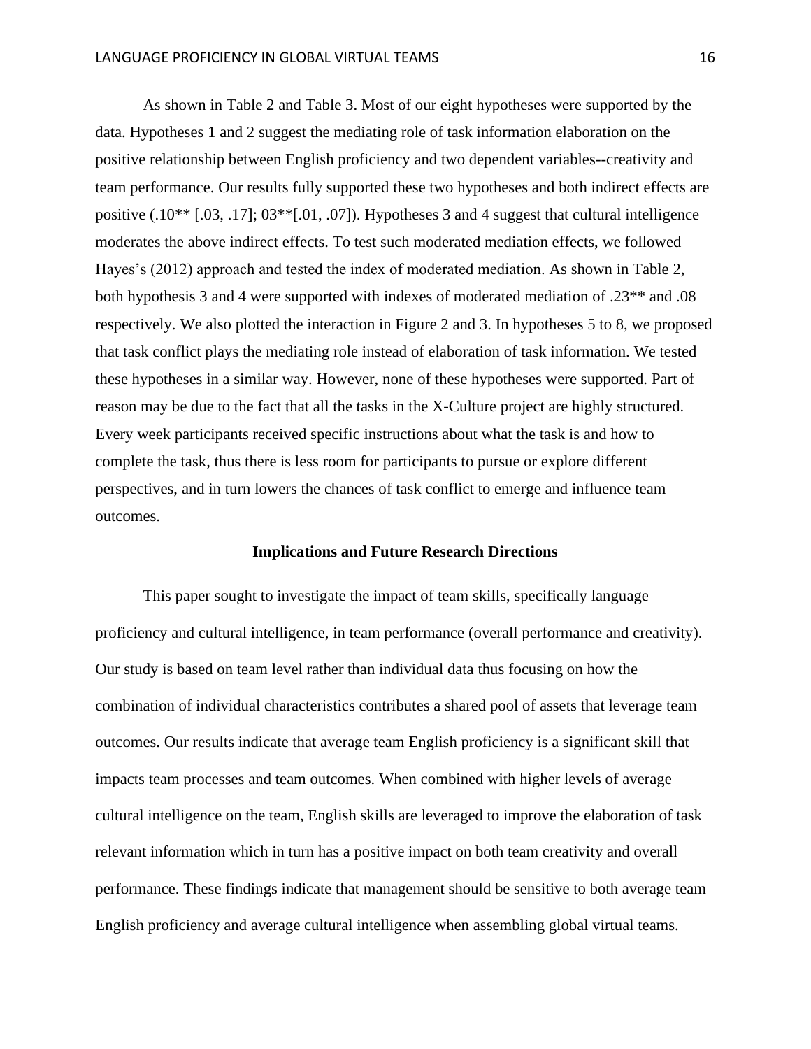As shown in Table 2 and Table 3. Most of our eight hypotheses were supported by the data. Hypotheses 1 and 2 suggest the mediating role of task information elaboration on the positive relationship between English proficiency and two dependent variables--creativity and team performance. Our results fully supported these two hypotheses and both indirect effects are positive (.10** [.03, .17]; 03**[.01, .07]). Hypotheses 3 and 4 suggest that cultural intelligence moderates the above indirect effects. To test such moderated mediation effects, we followed Hayes's (2012) approach and tested the index of moderated mediation. As shown in Table 2, both hypothesis 3 and 4 were supported with indexes of moderated mediation of .23** and .08 respectively. We also plotted the interaction in Figure 2 and 3. In hypotheses 5 to 8, we proposed that task conflict plays the mediating role instead of elaboration of task information. We tested these hypotheses in a similar way. However, none of these hypotheses were supported. Part of reason may be due to the fact that all the tasks in the X-Culture project are highly structured. Every week participants received specific instructions about what the task is and how to complete the task, thus there is less room for participants to pursue or explore different perspectives, and in turn lowers the chances of task conflict to emerge and influence team outcomes.

## Implications and Future Research Directions

This paper sought to investigate the impact of team skills, specifically language proficiency and cultural intelligence, in team performance (overall performance and creativity). Our study is based on team level rather than individual data thus focusing on how the combination of individual characteristics contributes a shared pool of assets that leverage team outcomes. Our results indicate that average team English proficiency is a significant skill that impacts team processes and team outcomes. When combined with higher levels of average cultural intelligence on the team, English skills are leveraged to improve the elaboration of task relevant information which in turn has a positive impact on both team creativity and overall performance. These findings indicate that management should be sensitive to both average team English proficiency and average cultural intelligence when assembling global virtual teams.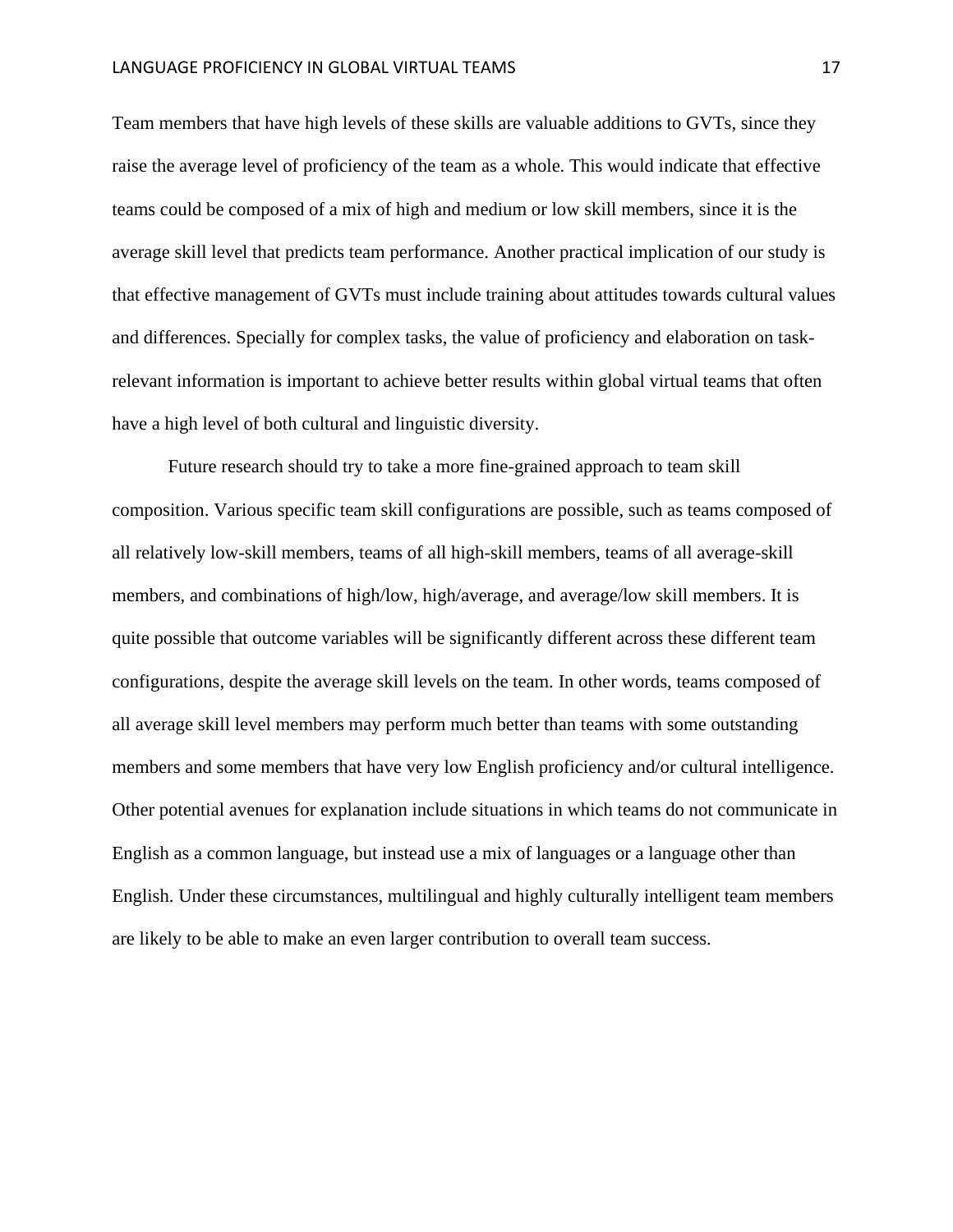Team members that have high levels of these skills are valuable additions to GVTs, since they raise the average level of proficiency of the team as a whole. This would indicate that effective teams could be composed of a mix of high and medium or low skill members, since it is the average skill level that predicts team performance. Another practical implication of our study is that effective management of GVTs must include training about attitudes towards cultural values and differences. Specially for complex tasks, the value of proficiency and elaboration on task-relevant information is important to achieve better results within global virtual teams that often have a high level of both cultural and linguistic diversity.

Future research should try to take a more fine-grained approach to team skill composition. Various specific team skill configurations are possible, such as teams composed of all relatively low-skill members, teams of all high-skill members, teams of all average-skill members, and combinations of high/low, high/average, and average/low skill members. It is quite possible that outcome variables will be significantly different across these different team configurations, despite the average skill levels on the team. In other words, teams composed of all average skill level members may perform much better than teams with some outstanding members and some members that have very low English proficiency and/or cultural intelligence. Other potential avenues for explanation include situations in which teams do not communicate in English as a common language, but instead use a mix of languages or a language other than English. Under these circumstances, multilingual and highly culturally intelligent team members are likely to be able to make an even larger contribution to overall team success.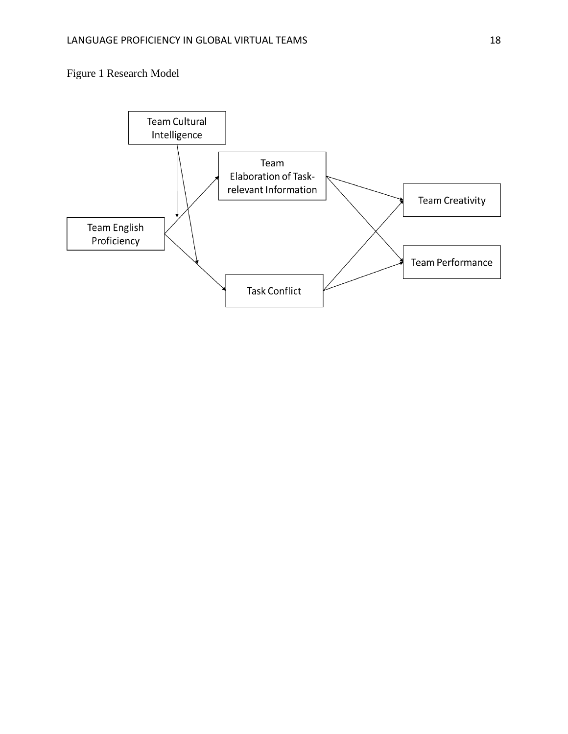Figure 1 Research Model

Team Cultural Intelligence

Team Elaboration of Task-relevant Information

Team English Proficiency

Team Creativity

Team Performance

Task Conflict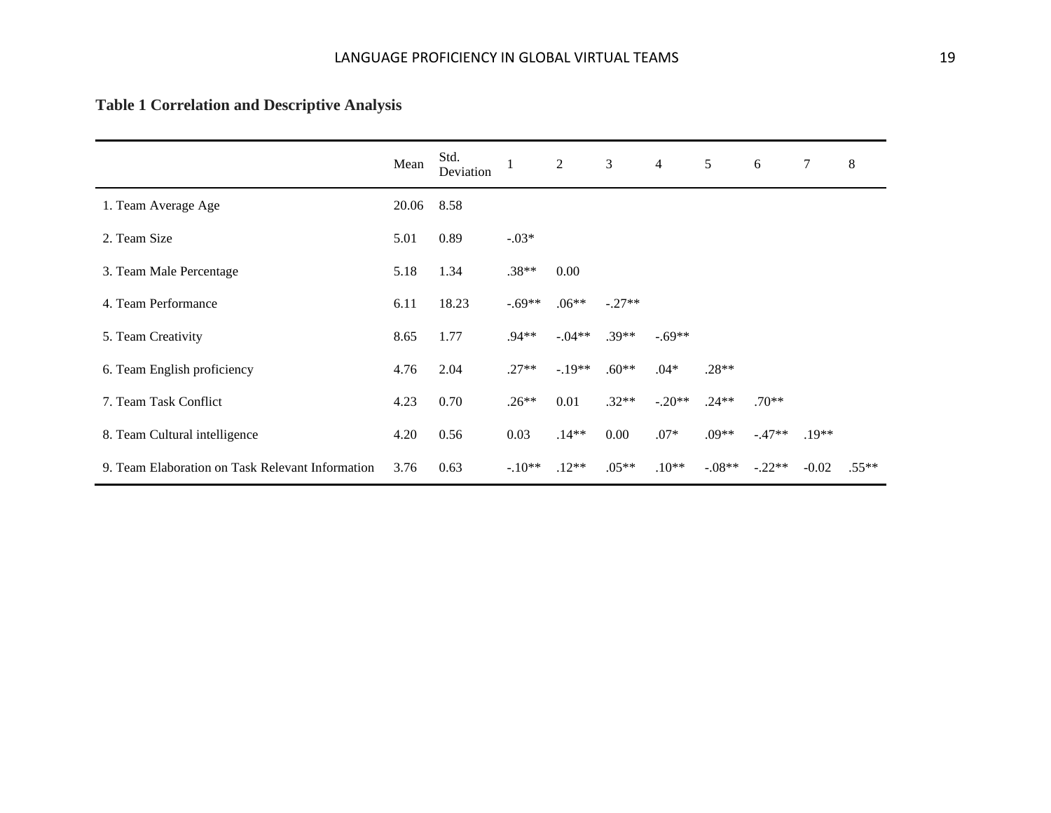**Table 1 Correlation and Descriptive Analysis**

| | Mean | Std. Deviation | 1 | 2 | 3 | 4 | 5 | 6 | 7 | 8 |
|---|---|---|---|---|---|---|---|---|---|---|
| 1. Team Average Age | 20.06 | 8.58 | | | | | | | | |
| 2. Team Size | 5.01 | 0.89 | -.03* | | | | | | | |
| 3. Team Male Percentage | 5.18 | 1.34 | .38** | 0.00 | | | | | | |
| 4. Team Performance | 6.11 | 18.23 | -.69** | .06** | -.27** | | | | | |
| 5. Team Creativity | 8.65 | 1.77 | .94** | -.04** | .39** | -.69** | | | | |
| 6. Team English proficiency | 4.76 | 2.04 | .27** | -.19** | .60** | .04* | .28** | | | |
| 7. Team Task Conflict | 4.23 | 0.70 | .26** | 0.01 | .32** | -.20** | .24** | .70** | | |
| 8. Team Cultural intelligence | 4.20 | 0.56 | 0.03 | .14** | 0.00 | .07* | .09** | -.47** | .19** | |
| 9. Team Elaboration on Task Relevant Information | 3.76 | 0.63 | -.10** | .12** | .05** | .10** | -.08** | -.22** | -0.02 | .55** |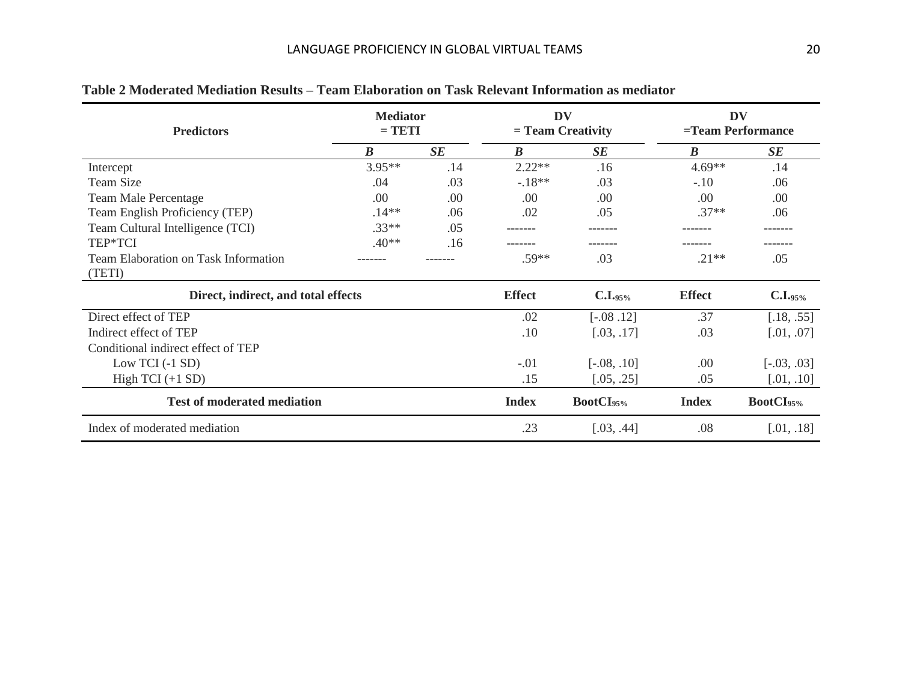**Table 2 Moderated Mediation Results – Team Elaboration on Task Relevant Information as mediator**

| Predictors | Mediator = TETI | | DV = Team Creativity | | DV =Team Performance | |
|---|---|---|---|---|---|---|
| | ***B*** | ***SE*** | ***B*** | ***SE*** | ***B*** | ***SE*** |
| Intercept | 3.95** | .14 | 2.22** | .16 | 4.69** | .14 |
| Team Size | .04 | .03 | -.18** | .03 | -.10 | .06 |
| Team Male Percentage | .00 | .00 | .00 | .00 | .00 | .00 |
| Team English Proficiency (TEP) | .14** | .06 | .02 | .05 | .37** | .06 |
| Team Cultural Intelligence (TCI) | .33** | .05 | ------- | ------- | ------- | ------- |
| TEP*TCI | .40** | .16 | ------- | ------- | ------- | ------- |
| Team Elaboration on Task Information (TETI) | ------- | ------- | .59** | .03 | .21** | .05 |
| **Direct, indirect, and total effects** | | | **Effect** | **C.I.$_{95\%}$** | **Effect** | **C.I.$_{95\%}$** |
| Direct effect of TEP | | | .02 | [-.08 .12] | .37 | [.18, .55] |
| Indirect effect of TEP | | | .10 | [.03, .17] | .03 | [.01, .07] |
| Conditional indirect effect of TEP | | | | | | |
| Low TCI (-1 SD) | | | -.01 | [-.08, .10] | .00 | [-.03, .03] |
| High TCI (+1 SD) | | | .15 | [.05, .25] | .05 | [.01, .10] |
| **Test of moderated mediation** | | | **Index** | **BootCI$_{95\%}$** | **Index** | **BootCI$_{95\%}$** |
| Index of moderated mediation | | | .23 | [.03, .44] | .08 | [.01, .18] |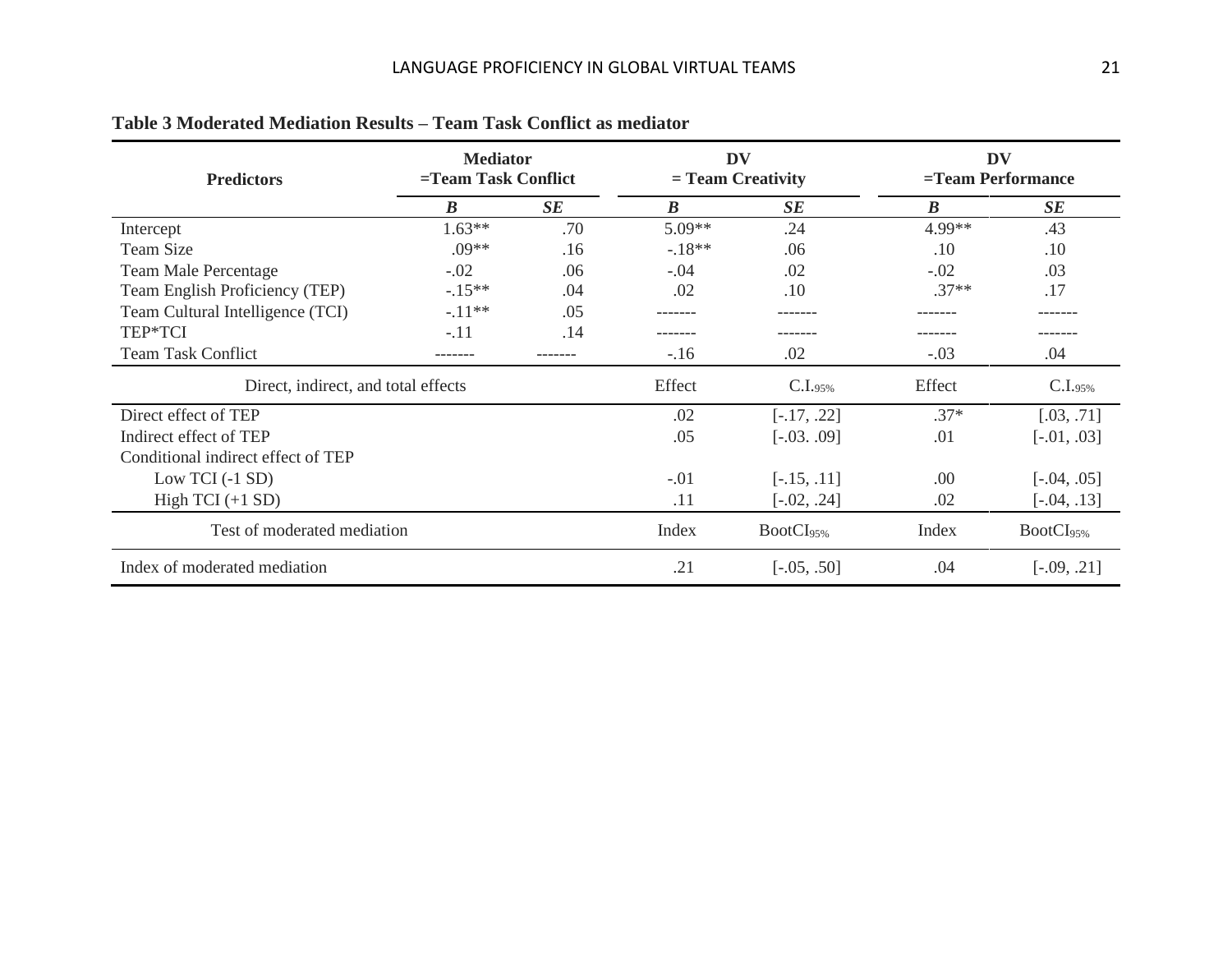**Table 3 Moderated Mediation Results – Team Task Conflict as mediator**

| Predictors | Mediator =Team Task Conflict | | DV = Team Creativity | | DV =Team Performance | |
|---|---|---|---|---|---|---|
| | ***B*** | ***SE*** | ***B*** | ***SE*** | ***B*** | ***SE*** |
| Intercept | 1.63** | .70 | 5.09** | .24 | 4.99** | .43 |
| Team Size | .09** | .16 | -.18** | .06 | .10 | .10 |
| Team Male Percentage | -.02 | .06 | -.04 | .02 | -.02 | .03 |
| Team English Proficiency (TEP) | -.15** | .04 | .02 | .10 | .37** | .17 |
| Team Cultural Intelligence (TCI) | -.11** | .05 | ------- | ------- | ------- | ------- |
| TEP*TCI | -.11 | .14 | ------- | ------- | ------- | ------- |
| Team Task Conflict | ------- | ------- | -.16 | .02 | -.03 | .04 |
| Direct, indirect, and total effects | | | Effect | $C.I._{95\%}$ | Effect | $C.I._{95\%}$ |
| Direct effect of TEP | | | .02 | [-.17, .22] | .37* | [.03, .71] |
| Indirect effect of TEP | | | .05 | [-.03. .09] | .01 | [-.01, .03] |
| Conditional indirect effect of TEP | | | | | | |
| Low TCI (-1 SD) | | | -.01 | [-.15, .11] | .00 | [-.04, .05] |
| High TCI (+1 SD) | | | .11 | [-.02, .24] | .02 | [-.04, .13] |
| Test of moderated mediation | | | Index | $BootCI_{95\%}$ | Index | $BootCI_{95\%}$ |
| Index of moderated mediation | | | .21 | [-.05, .50] | .04 | [-.09, .21] |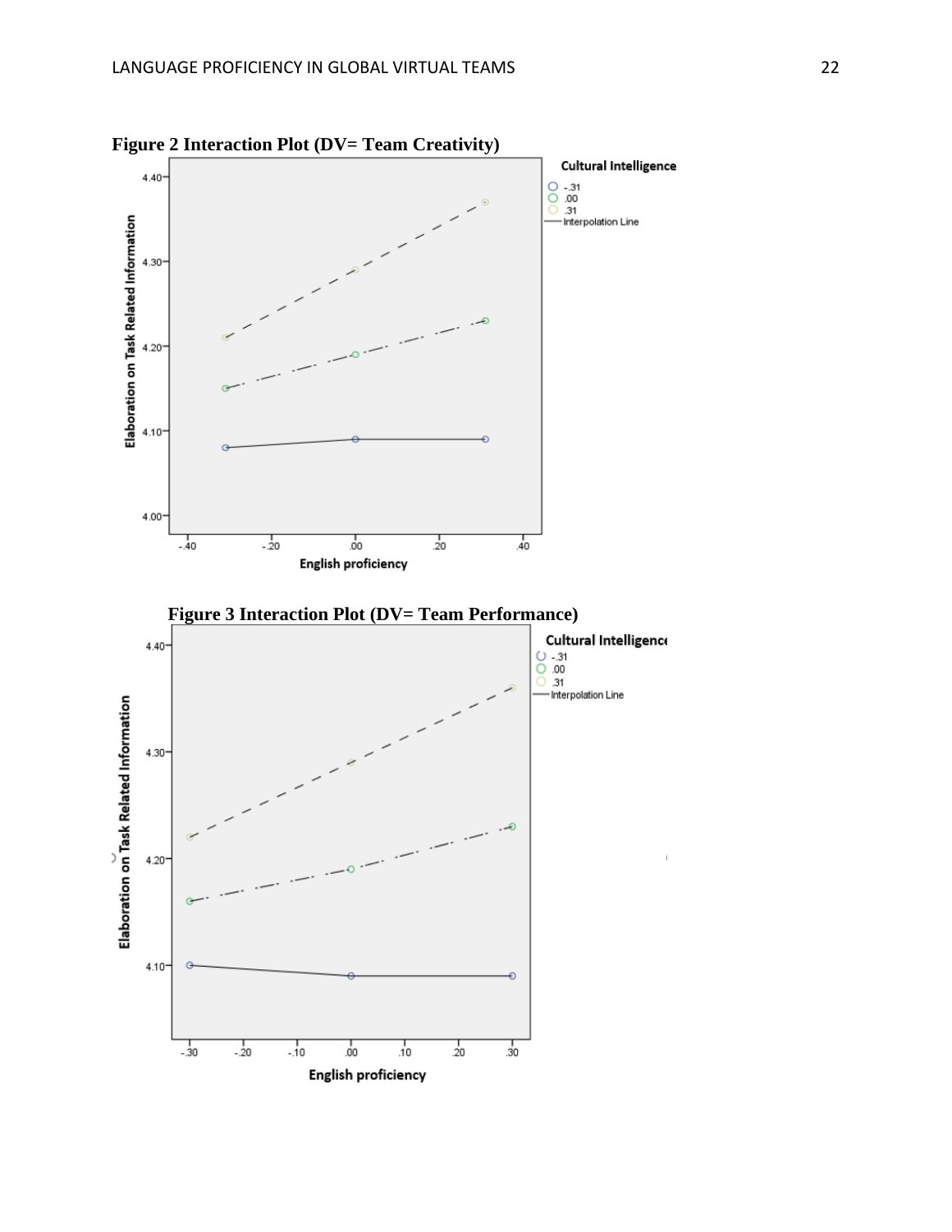**Figure 2 Interaction Plot (DV= Team Creativity)**

**Figure 3 Interaction Plot (DV= Team Performance)**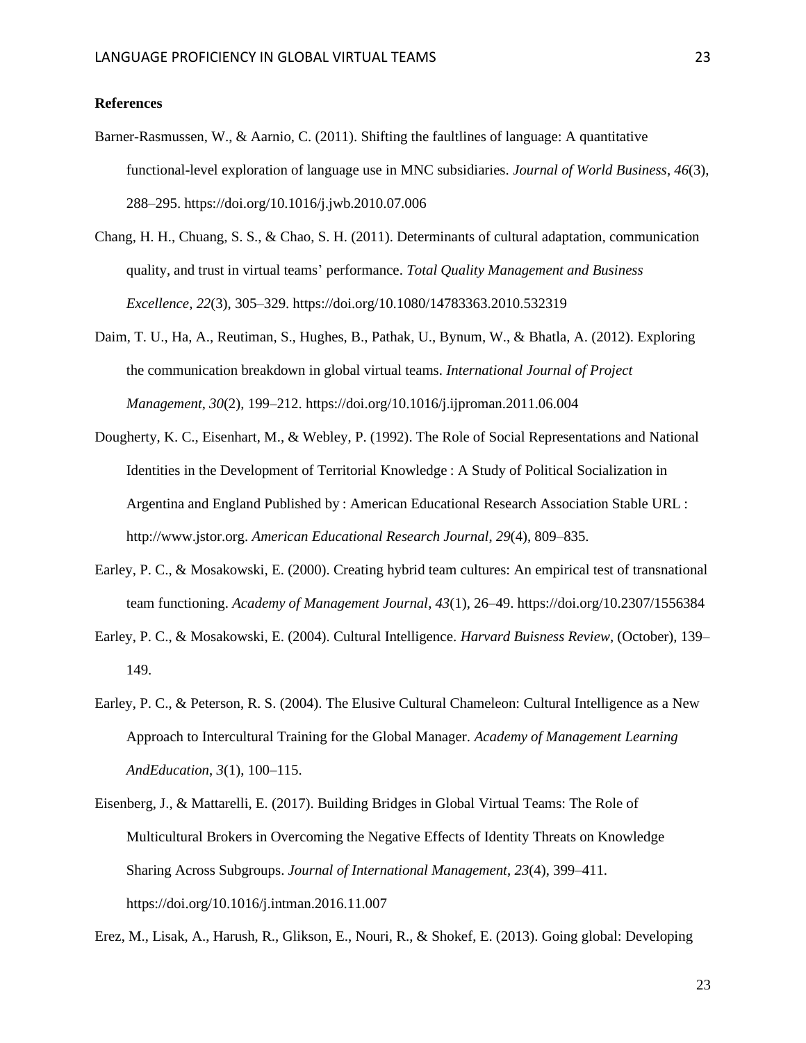**References**

Barner-Rasmussen, W., & Aarnio, C. (2011). Shifting the faultlines of language: A quantitative functional-level exploration of language use in MNC subsidiaries. *Journal of World Business*, *46*(3), 288–295. https://doi.org/10.1016/j.jwb.2010.07.006

Chang, H. H., Chuang, S. S., & Chao, S. H. (2011). Determinants of cultural adaptation, communication quality, and trust in virtual teams' performance. *Total Quality Management and Business Excellence*, *22*(3), 305–329. https://doi.org/10.1080/14783363.2010.532319

Daim, T. U., Ha, A., Reutiman, S., Hughes, B., Pathak, U., Bynum, W., & Bhatla, A. (2012). Exploring the communication breakdown in global virtual teams. *International Journal of Project Management*, *30*(2), 199–212. https://doi.org/10.1016/j.ijproman.2011.06.004

Dougherty, K. C., Eisenhart, M., & Webley, P. (1992). The Role of Social Representations and National Identities in the Development of Territorial Knowledge : A Study of Political Socialization in Argentina and England Published by : American Educational Research Association Stable URL : http://www.jstor.org. *American Educational Research Journal*, *29*(4), 809–835.

Earley, P. C., & Mosakowski, E. (2000). Creating hybrid team cultures: An empirical test of transnational team functioning. *Academy of Management Journal*, *43*(1), 26–49. https://doi.org/10.2307/1556384

Earley, P. C., & Mosakowski, E. (2004). Cultural Intelligence. *Harvard Buisness Review*, (October), 139–149.

Earley, P. C., & Peterson, R. S. (2004). The Elusive Cultural Chameleon: Cultural Intelligence as a New Approach to Intercultural Training for the Global Manager. *Academy of Management Learning AndEducation*, *3*(1), 100–115.

Eisenberg, J., & Mattarelli, E. (2017). Building Bridges in Global Virtual Teams: The Role of Multicultural Brokers in Overcoming the Negative Effects of Identity Threats on Knowledge Sharing Across Subgroups. *Journal of International Management*, *23*(4), 399–411. https://doi.org/10.1016/j.intman.2016.11.007

Erez, M., Lisak, A., Harush, R., Glikson, E., Nouri, R., & Shokef, E. (2013). Going global: Developing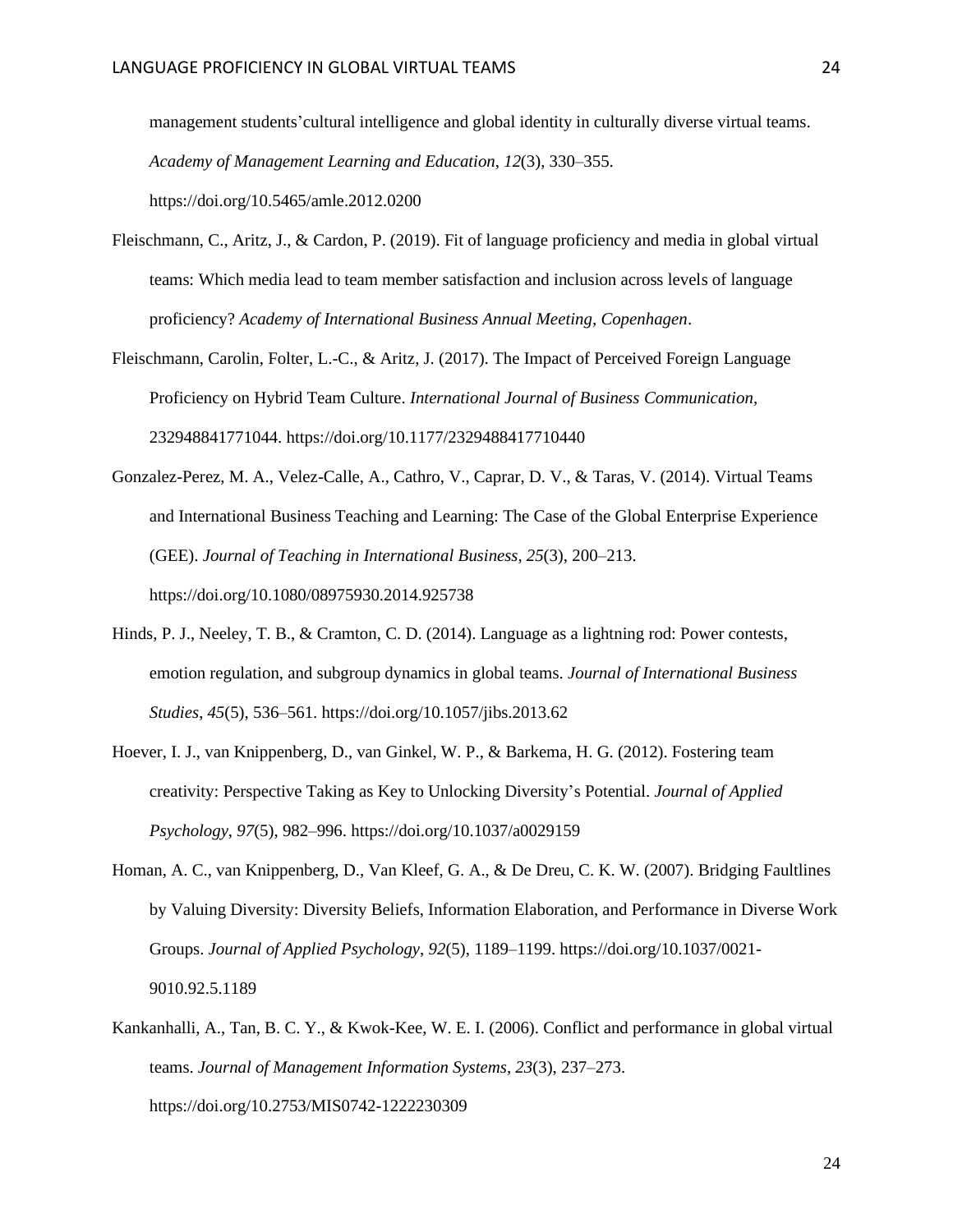management students'cultural intelligence and global identity in culturally diverse virtual teams. *Academy of Management Learning and Education*, *12*(3), 330–355. https://doi.org/10.5465/amle.2012.0200

Fleischmann, C., Aritz, J., & Cardon, P. (2019). Fit of language proficiency and media in global virtual teams: Which media lead to team member satisfaction and inclusion across levels of language proficiency? *Academy of International Business Annual Meeting, Copenhagen*.

Fleischmann, Carolin, Folter, L.-C., & Aritz, J. (2017). The Impact of Perceived Foreign Language Proficiency on Hybrid Team Culture. *International Journal of Business Communication*, 232948841771044. https://doi.org/10.1177/2329488417710440

Gonzalez-Perez, M. A., Velez-Calle, A., Cathro, V., Caprar, D. V., & Taras, V. (2014). Virtual Teams and International Business Teaching and Learning: The Case of the Global Enterprise Experience (GEE). *Journal of Teaching in International Business*, *25*(3), 200–213. https://doi.org/10.1080/08975930.2014.925738

Hinds, P. J., Neeley, T. B., & Cramton, C. D. (2014). Language as a lightning rod: Power contests, emotion regulation, and subgroup dynamics in global teams. *Journal of International Business Studies*, *45*(5), 536–561. https://doi.org/10.1057/jibs.2013.62

Hoever, I. J., van Knippenberg, D., van Ginkel, W. P., & Barkema, H. G. (2012). Fostering team creativity: Perspective Taking as Key to Unlocking Diversity's Potential. *Journal of Applied Psychology*, *97*(5), 982–996. https://doi.org/10.1037/a0029159

Homan, A. C., van Knippenberg, D., Van Kleef, G. A., & De Dreu, C. K. W. (2007). Bridging Faultlines by Valuing Diversity: Diversity Beliefs, Information Elaboration, and Performance in Diverse Work Groups. *Journal of Applied Psychology*, *92*(5), 1189–1199. https://doi.org/10.1037/0021-9010.92.5.1189

Kankanhalli, A., Tan, B. C. Y., & Kwok-Kee, W. E. I. (2006). Conflict and performance in global virtual teams. *Journal of Management Information Systems*, *23*(3), 237–273. https://doi.org/10.2753/MIS0742-1222230309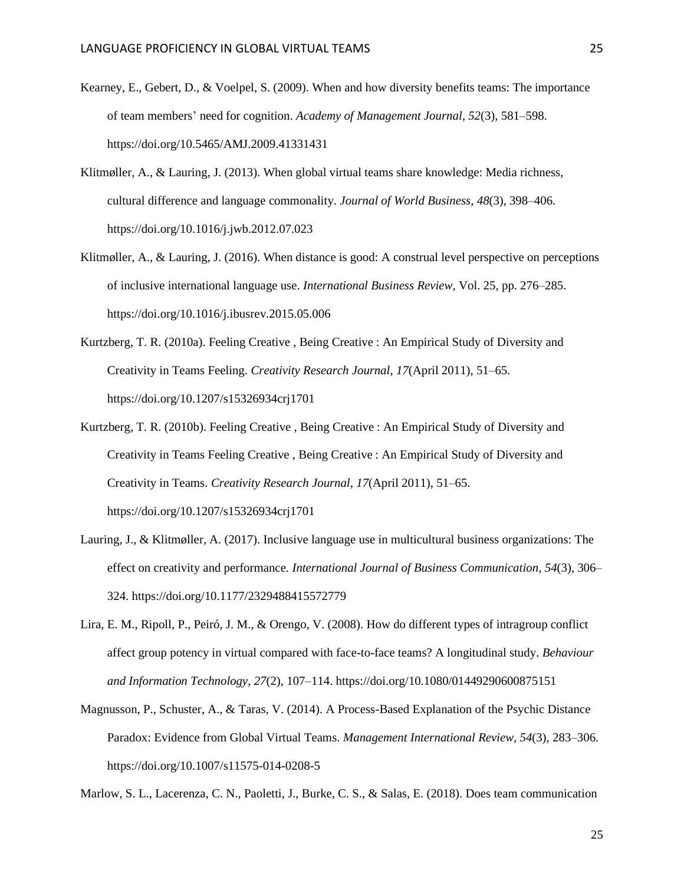Kearney, E., Gebert, D., & Voelpel, S. (2009). When and how diversity benefits teams: The importance of team members' need for cognition. *Academy of Management Journal*, *52*(3), 581–598. https://doi.org/10.5465/AMJ.2009.41331431

Klitmøller, A., & Lauring, J. (2013). When global virtual teams share knowledge: Media richness, cultural difference and language commonality. *Journal of World Business*, *48*(3), 398–406. https://doi.org/10.1016/j.jwb.2012.07.023

Klitmøller, A., & Lauring, J. (2016). When distance is good: A construal level perspective on perceptions of inclusive international language use. *International Business Review*, Vol. 25, pp. 276–285. https://doi.org/10.1016/j.ibusrev.2015.05.006

Kurtzberg, T. R. (2010a). Feeling Creative , Being Creative : An Empirical Study of Diversity and Creativity in Teams Feeling. *Creativity Research Journal*, *17*(April 2011), 51–65. https://doi.org/10.1207/s15326934crj1701

Kurtzberg, T. R. (2010b). Feeling Creative , Being Creative : An Empirical Study of Diversity and Creativity in Teams Feeling Creative , Being Creative : An Empirical Study of Diversity and Creativity in Teams. *Creativity Research Journal*, *17*(April 2011), 51–65. https://doi.org/10.1207/s15326934crj1701

Lauring, J., & Klitmøller, A. (2017). Inclusive language use in multicultural business organizations: The effect on creativity and performance. *International Journal of Business Communication*, *54*(3), 306–324. https://doi.org/10.1177/2329488415572779

Lira, E. M., Ripoll, P., Peiró, J. M., & Orengo, V. (2008). How do different types of intragroup conflict affect group potency in virtual compared with face-to-face teams? A longitudinal study. *Behaviour and Information Technology*, *27*(2), 107–114. https://doi.org/10.1080/01449290600875151

Magnusson, P., Schuster, A., & Taras, V. (2014). A Process-Based Explanation of the Psychic Distance Paradox: Evidence from Global Virtual Teams. *Management International Review*, *54*(3), 283–306. https://doi.org/10.1007/s11575-014-0208-5

Marlow, S. L., Lacerenza, C. N., Paoletti, J., Burke, C. S., & Salas, E. (2018). Does team communication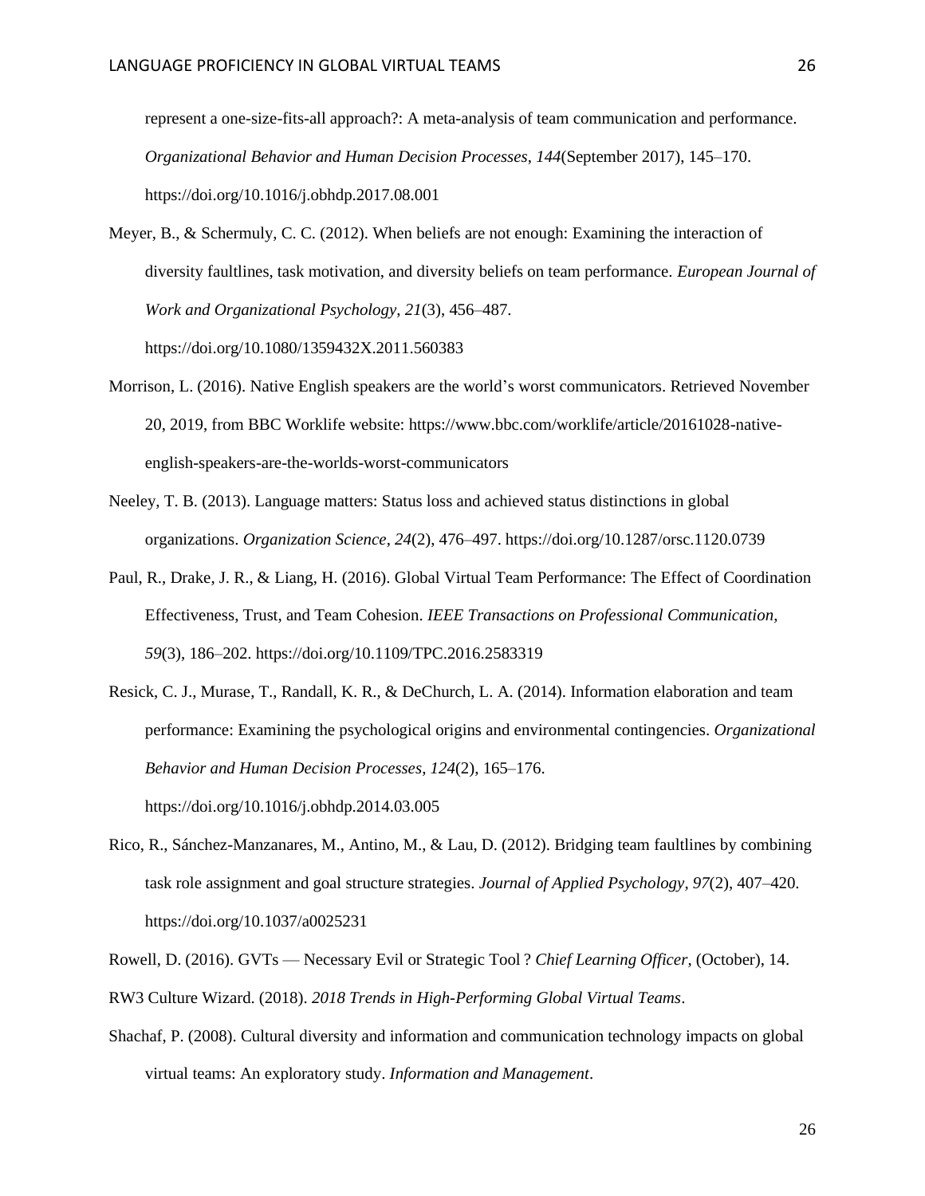represent a one-size-fits-all approach?: A meta-analysis of team communication and performance. *Organizational Behavior and Human Decision Processes*, *144*(September 2017), 145–170. https://doi.org/10.1016/j.obhdp.2017.08.001

Meyer, B., & Schermuly, C. C. (2012). When beliefs are not enough: Examining the interaction of diversity faultlines, task motivation, and diversity beliefs on team performance. *European Journal of Work and Organizational Psychology*, *21*(3), 456–487. https://doi.org/10.1080/1359432X.2011.560383

Morrison, L. (2016). Native English speakers are the world's worst communicators. Retrieved November 20, 2019, from BBC Worklife website: https://www.bbc.com/worklife/article/20161028-native-english-speakers-are-the-worlds-worst-communicators

Neeley, T. B. (2013). Language matters: Status loss and achieved status distinctions in global organizations. *Organization Science*, *24*(2), 476–497. https://doi.org/10.1287/orsc.1120.0739

Paul, R., Drake, J. R., & Liang, H. (2016). Global Virtual Team Performance: The Effect of Coordination Effectiveness, Trust, and Team Cohesion. *IEEE Transactions on Professional Communication*, *59*(3), 186–202. https://doi.org/10.1109/TPC.2016.2583319

Resick, C. J., Murase, T., Randall, K. R., & DeChurch, L. A. (2014). Information elaboration and team performance: Examining the psychological origins and environmental contingencies. *Organizational Behavior and Human Decision Processes*, *124*(2), 165–176. https://doi.org/10.1016/j.obhdp.2014.03.005

Rico, R., Sánchez-Manzanares, M., Antino, M., & Lau, D. (2012). Bridging team faultlines by combining task role assignment and goal structure strategies. *Journal of Applied Psychology*, *97*(2), 407–420. https://doi.org/10.1037/a0025231

Rowell, D. (2016). GVTs — Necessary Evil or Strategic Tool ? *Chief Learning Officer*, (October), 14.

RW3 Culture Wizard. (2018). *2018 Trends in High-Performing Global Virtual Teams*.

Shachaf, P. (2008). Cultural diversity and information and communication technology impacts on global virtual teams: An exploratory study. *Information and Management*.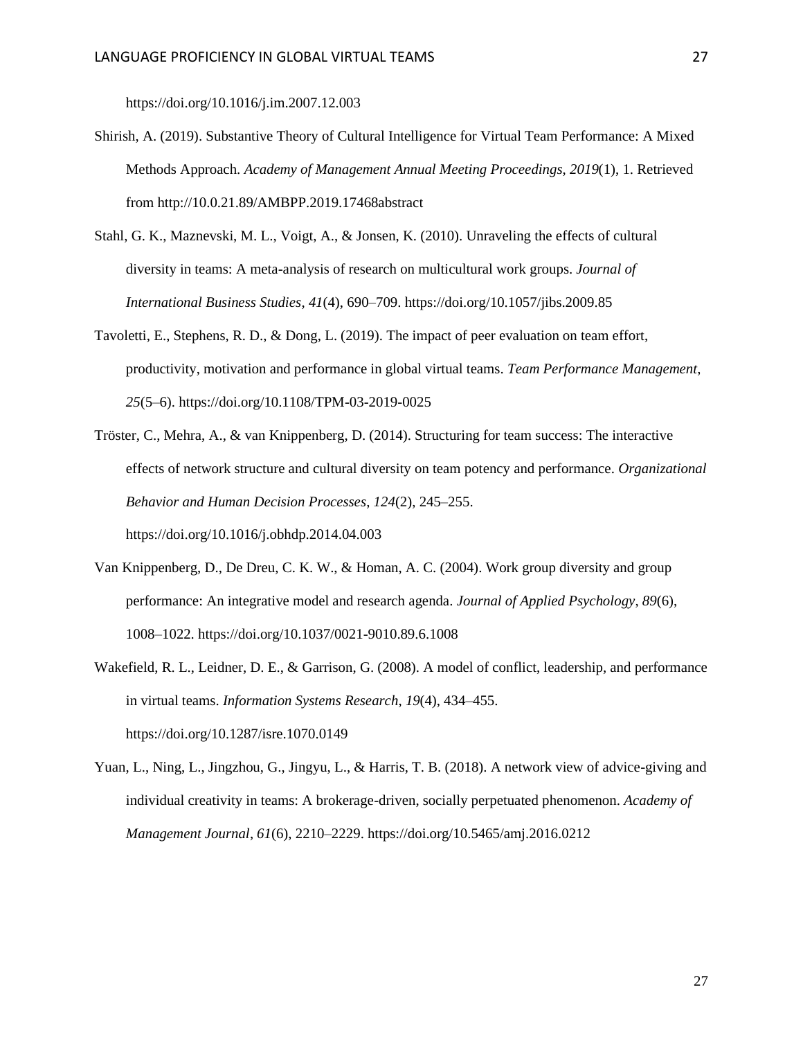https://doi.org/10.1016/j.im.2007.12.003

Shirish, A. (2019). Substantive Theory of Cultural Intelligence for Virtual Team Performance: A Mixed Methods Approach. *Academy of Management Annual Meeting Proceedings*, *2019*(1), 1. Retrieved from http://10.0.21.89/AMBPP.2019.17468abstract

Stahl, G. K., Maznevski, M. L., Voigt, A., & Jonsen, K. (2010). Unraveling the effects of cultural diversity in teams: A meta-analysis of research on multicultural work groups. *Journal of International Business Studies*, *41*(4), 690–709. https://doi.org/10.1057/jibs.2009.85

Tavoletti, E., Stephens, R. D., & Dong, L. (2019). The impact of peer evaluation on team effort, productivity, motivation and performance in global virtual teams. *Team Performance Management*, *25*(5–6). https://doi.org/10.1108/TPM-03-2019-0025

Tröster, C., Mehra, A., & van Knippenberg, D. (2014). Structuring for team success: The interactive effects of network structure and cultural diversity on team potency and performance. *Organizational Behavior and Human Decision Processes*, *124*(2), 245–255. https://doi.org/10.1016/j.obhdp.2014.04.003

Van Knippenberg, D., De Dreu, C. K. W., & Homan, A. C. (2004). Work group diversity and group performance: An integrative model and research agenda. *Journal of Applied Psychology*, *89*(6), 1008–1022. https://doi.org/10.1037/0021-9010.89.6.1008

Wakefield, R. L., Leidner, D. E., & Garrison, G. (2008). A model of conflict, leadership, and performance in virtual teams. *Information Systems Research*, *19*(4), 434–455. https://doi.org/10.1287/isre.1070.0149

Yuan, L., Ning, L., Jingzhou, G., Jingyu, L., & Harris, T. B. (2018). A network view of advice-giving and individual creativity in teams: A brokerage-driven, socially perpetuated phenomenon. *Academy of Management Journal*, *61*(6), 2210–2229. https://doi.org/10.5465/amj.2016.0212